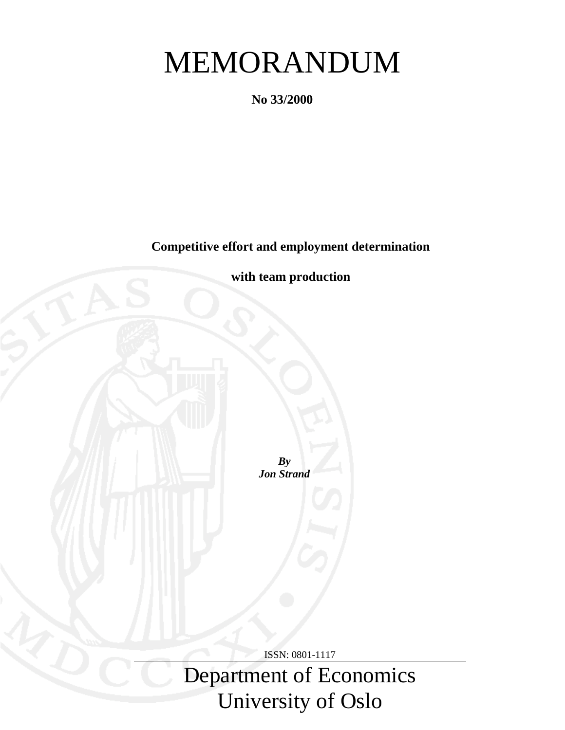# MEMORANDUM

**No 33/2000**

**Competitive effort and employment determination**

**with team production**

***By***
***Jon Strand***

ISSN: 0801-1117

Department of Economics
University of Oslo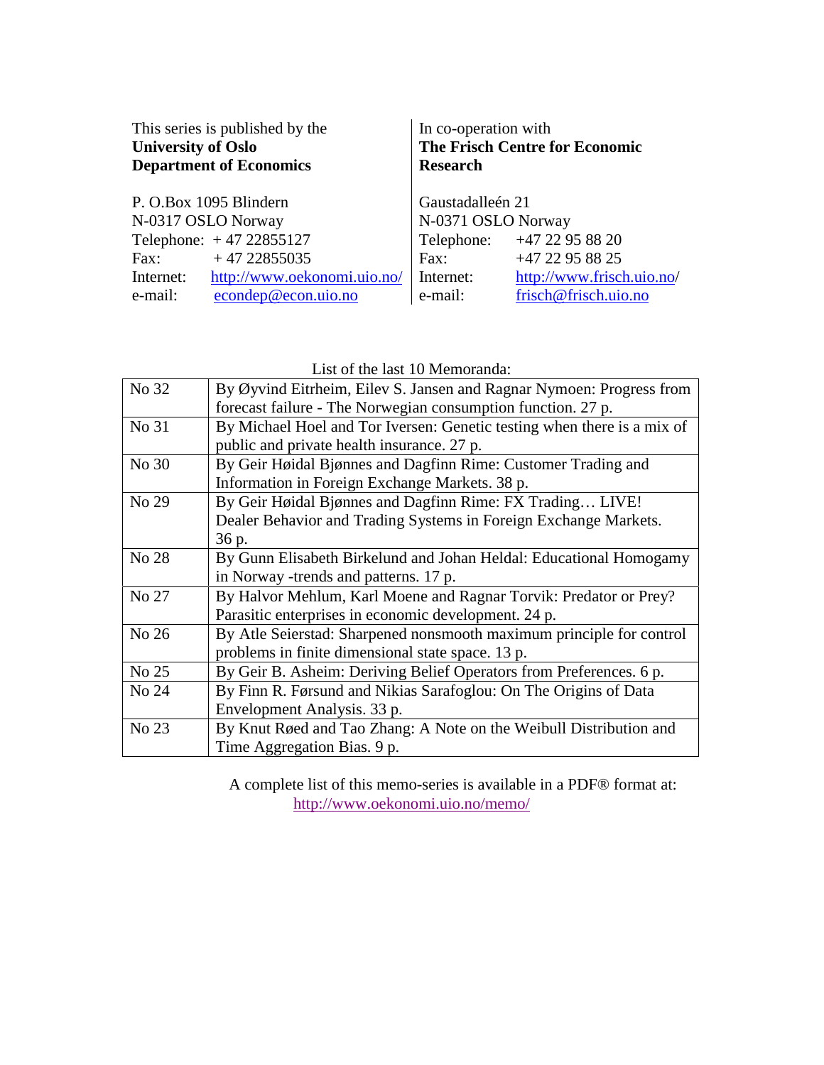This series is published by the
**University of Oslo**
**Department of Economics**

P. O.Box 1095 Blindern
N-0317 OSLO Norway
Telephone: + 47 22855127
Fax: + 47 22855035
Internet: http://www.oekonomi.uio.no/
e-mail: econdep@econ.uio.no

In co-operation with
**The Frisch Centre for Economic Research**

Gaustadalleén 21
N-0371 OSLO Norway
Telephone: +47 22 95 88 20
Fax: +47 22 95 88 25
Internet: http://www.frisch.uio.no/
e-mail: frisch@frisch.uio.no

List of the last 10 Memoranda:

| | |
|---|---|
| No 32 | By Øyvind Eitrheim, Eilev S. Jansen and Ragnar Nymoen: Progress from forecast failure - The Norwegian consumption function. 27 p. |
| No 31 | By Michael Hoel and Tor Iversen: Genetic testing when there is a mix of public and private health insurance. 27 p. |
| No 30 | By Geir Høidal Bjønnes and Dagfinn Rime: Customer Trading and Information in Foreign Exchange Markets. 38 p. |
| No 29 | By Geir Høidal Bjønnes and Dagfinn Rime: FX Trading… LIVE! Dealer Behavior and Trading Systems in Foreign Exchange Markets. 36 p. |
| No 28 | By Gunn Elisabeth Birkelund and Johan Heldal: Educational Homogamy in Norway -trends and patterns. 17 p. |
| No 27 | By Halvor Mehlum, Karl Moene and Ragnar Torvik: Predator or Prey? Parasitic enterprises in economic development. 24 p. |
| No 26 | By Atle Seierstad: Sharpened nonsmooth maximum principle for control problems in finite dimensional state space. 13 p. |
| No 25 | By Geir B. Asheim: Deriving Belief Operators from Preferences. 6 p. |
| No 24 | By Finn R. Førsund and Nikias Sarafoglou: On The Origins of Data Envelopment Analysis. 33 p. |
| No 23 | By Knut Røed and Tao Zhang: A Note on the Weibull Distribution and Time Aggregation Bias. 9 p. |

A complete list of this memo-series is available in a PDF® format at:
http://www.oekonomi.uio.no/memo/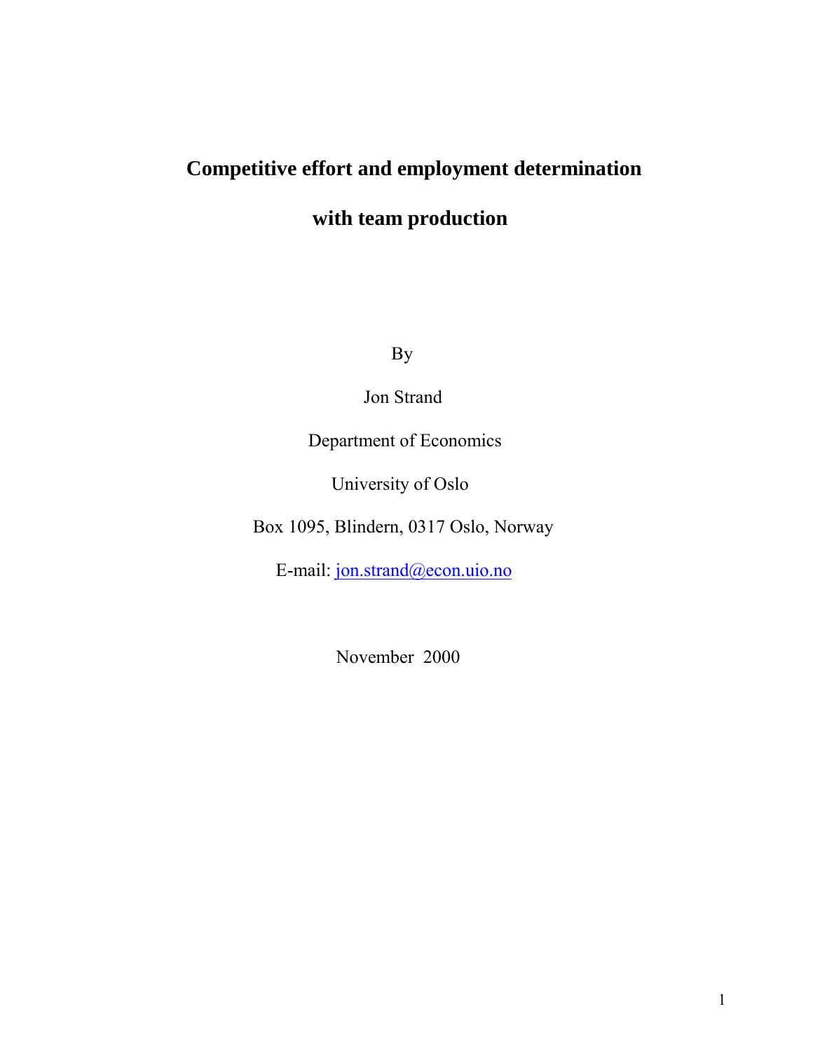# Competitive effort and employment determination

# with team production

By

Jon Strand

Department of Economics

University of Oslo

Box 1095, Blindern, 0317 Oslo, Norway

E-mail: jon.strand@econ.uio.no

November 2000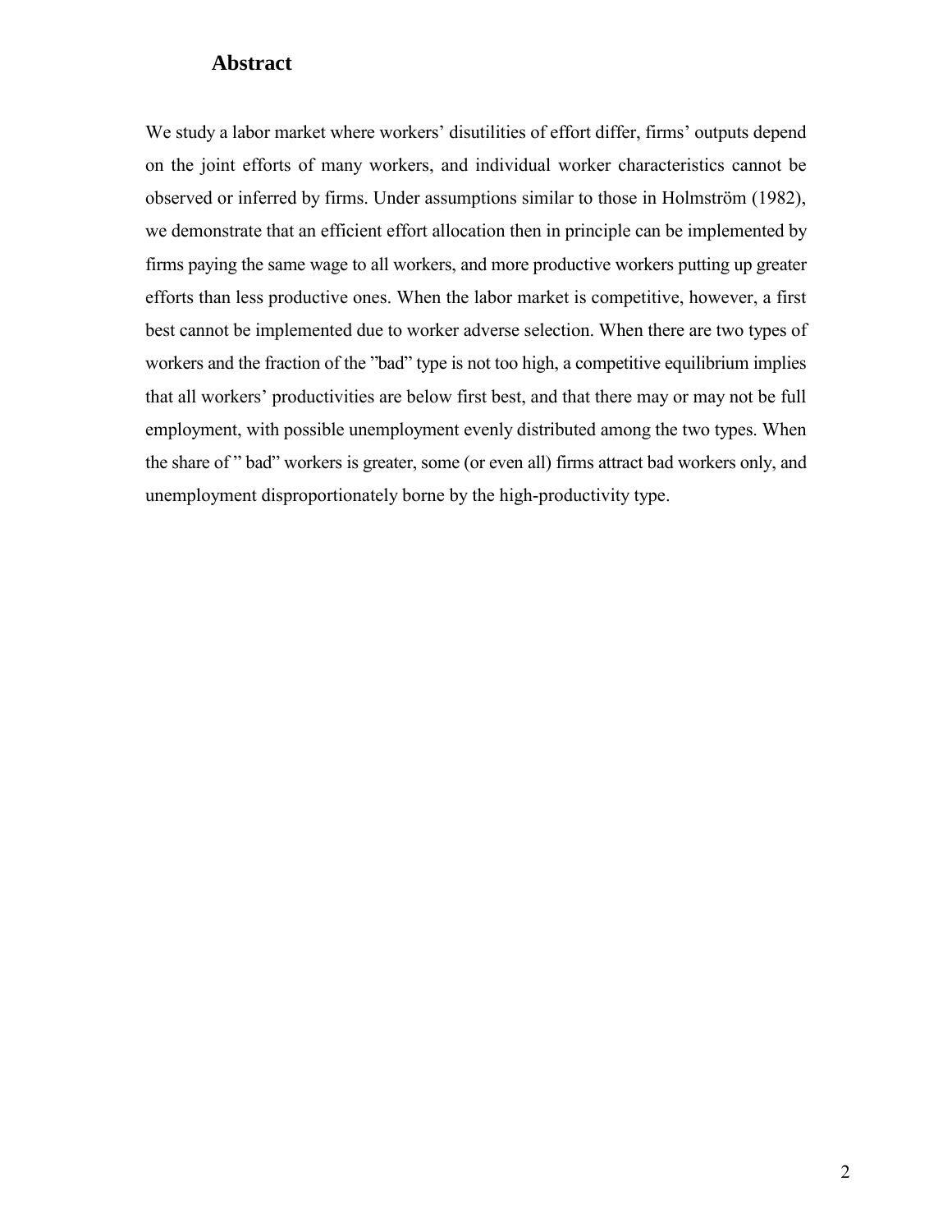## Abstract

We study a labor market where workers' disutilities of effort differ, firms' outputs depend on the joint efforts of many workers, and individual worker characteristics cannot be observed or inferred by firms. Under assumptions similar to those in Holmström (1982), we demonstrate that an efficient effort allocation then in principle can be implemented by firms paying the same wage to all workers, and more productive workers putting up greater efforts than less productive ones. When the labor market is competitive, however, a first best cannot be implemented due to worker adverse selection. When there are two types of workers and the fraction of the "bad" type is not too high, a competitive equilibrium implies that all workers' productivities are below first best, and that there may or may not be full employment, with possible unemployment evenly distributed among the two types. When the share of " bad" workers is greater, some (or even all) firms attract bad workers only, and unemployment disproportionately borne by the high-productivity type.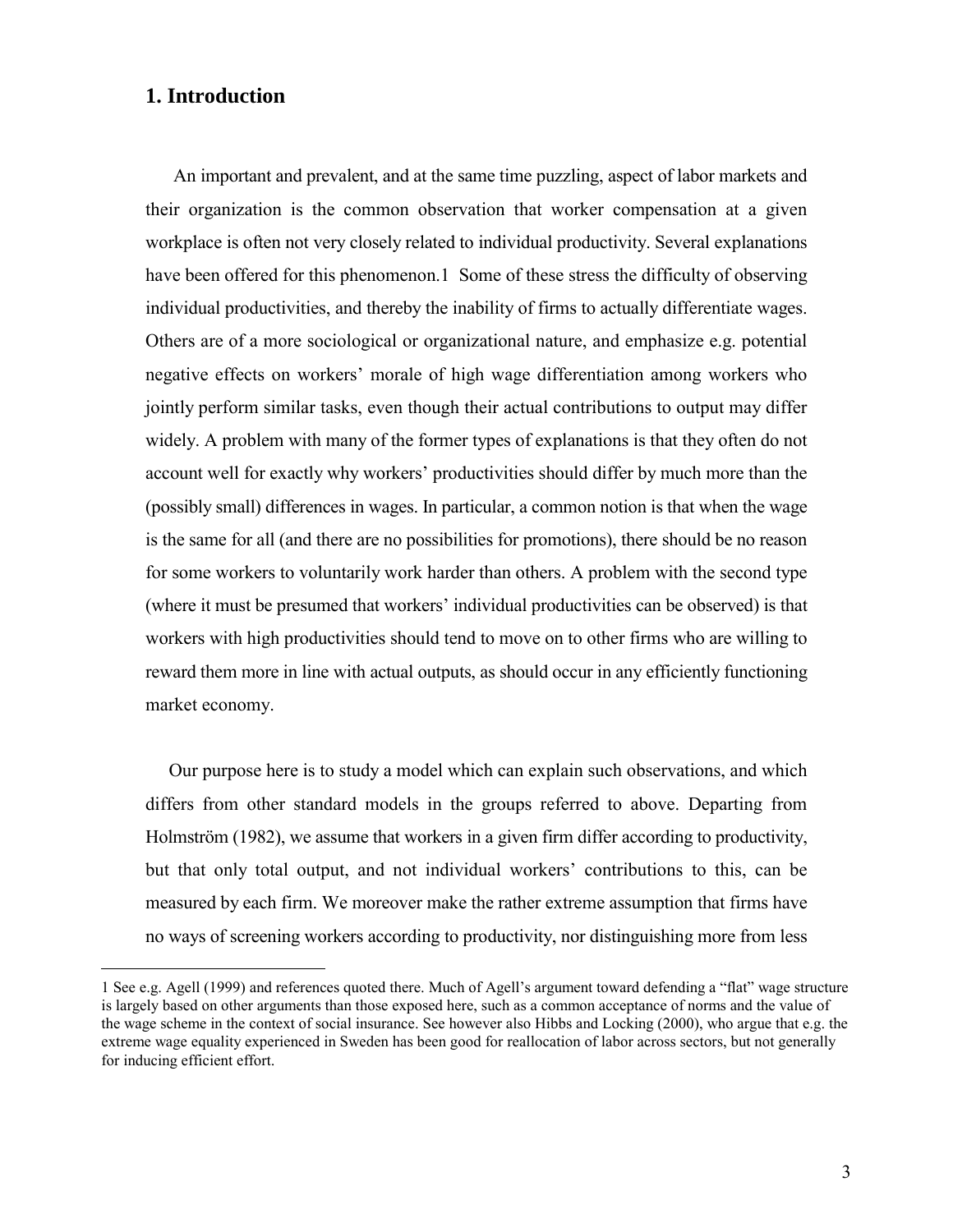## 1. Introduction

An important and prevalent, and at the same time puzzling, aspect of labor markets and their organization is the common observation that worker compensation at a given workplace is often not very closely related to individual productivity. Several explanations have been offered for this phenomenon.[1] Some of these stress the difficulty of observing individual productivities, and thereby the inability of firms to actually differentiate wages. Others are of a more sociological or organizational nature, and emphasize e.g. potential negative effects on workers' morale of high wage differentiation among workers who jointly perform similar tasks, even though their actual contributions to output may differ widely. A problem with many of the former types of explanations is that they often do not account well for exactly why workers' productivities should differ by much more than the (possibly small) differences in wages. In particular, a common notion is that when the wage is the same for all (and there are no possibilities for promotions), there should be no reason for some workers to voluntarily work harder than others. A problem with the second type (where it must be presumed that workers' individual productivities can be observed) is that workers with high productivities should tend to move on to other firms who are willing to reward them more in line with actual outputs, as should occur in any efficiently functioning market economy.

Our purpose here is to study a model which can explain such observations, and which differs from other standard models in the groups referred to above. Departing from Holmström (1982), we assume that workers in a given firm differ according to productivity, but that only total output, and not individual workers' contributions to this, can be measured by each firm. We moreover make the rather extreme assumption that firms have no ways of screening workers according to productivity, nor distinguishing more from less

1 See e.g. Agell (1999) and references quoted there. Much of Agell's argument toward defending a "flat" wage structure is largely based on other arguments than those exposed here, such as a common acceptance of norms and the value of the wage scheme in the context of social insurance. See however also Hibbs and Locking (2000), who argue that e.g. the extreme wage equality experienced in Sweden has been good for reallocation of labor across sectors, but not generally for inducing efficient effort.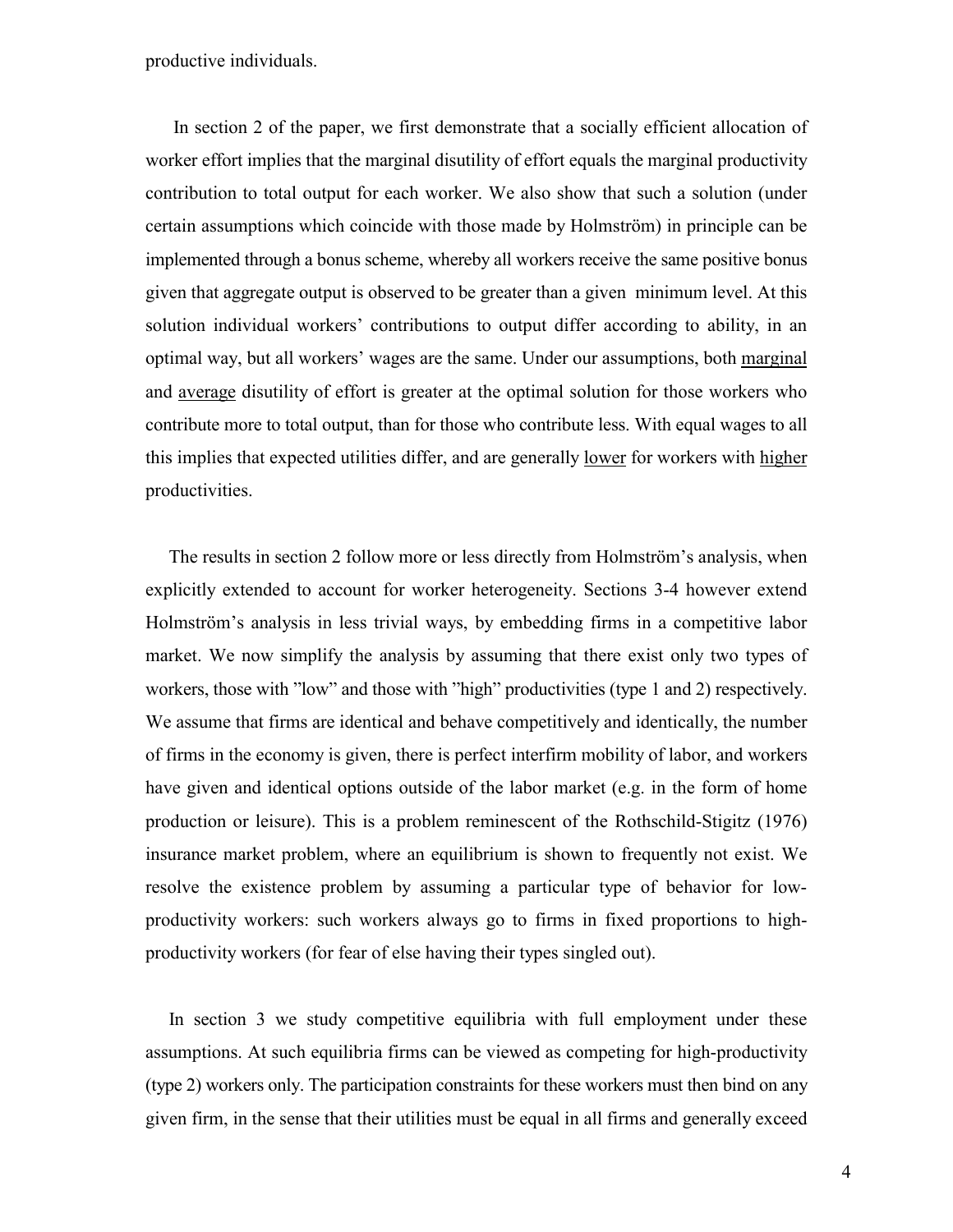productive individuals.

In section 2 of the paper, we first demonstrate that a socially efficient allocation of worker effort implies that the marginal disutility of effort equals the marginal productivity contribution to total output for each worker. We also show that such a solution (under certain assumptions which coincide with those made by Holmström) in principle can be implemented through a bonus scheme, whereby all workers receive the same positive bonus given that aggregate output is observed to be greater than a given minimum level. At this solution individual workers' contributions to output differ according to ability, in an optimal way, but all workers' wages are the same. Under our assumptions, both <u>marginal</u> and <u>average</u> disutility of effort is greater at the optimal solution for those workers who contribute more to total output, than for those who contribute less. With equal wages to all this implies that expected utilities differ, and are generally <u>lower</u> for workers with <u>higher</u> productivities.

The results in section 2 follow more or less directly from Holmström's analysis, when explicitly extended to account for worker heterogeneity. Sections 3-4 however extend Holmström's analysis in less trivial ways, by embedding firms in a competitive labor market. We now simplify the analysis by assuming that there exist only two types of workers, those with "low" and those with "high" productivities (type 1 and 2) respectively. We assume that firms are identical and behave competitively and identically, the number of firms in the economy is given, there is perfect interfirm mobility of labor, and workers have given and identical options outside of the labor market (e.g. in the form of home production or leisure). This is a problem reminescent of the Rothschild-Stigitz (1976) insurance market problem, where an equilibrium is shown to frequently not exist. We resolve the existence problem by assuming a particular type of behavior for low-productivity workers: such workers always go to firms in fixed proportions to high-productivity workers (for fear of else having their types singled out).

In section 3 we study competitive equilibria with full employment under these assumptions. At such equilibria firms can be viewed as competing for high-productivity (type 2) workers only. The participation constraints for these workers must then bind on any given firm, in the sense that their utilities must be equal in all firms and generally exceed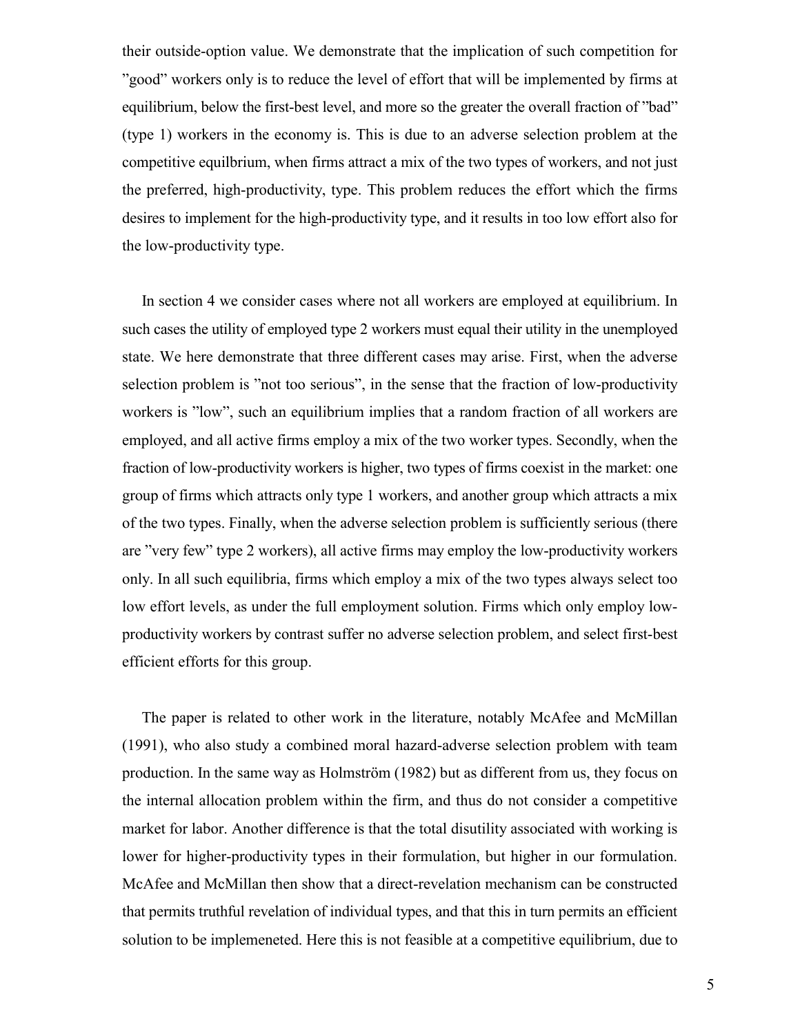their outside-option value. We demonstrate that the implication of such competition for "good" workers only is to reduce the level of effort that will be implemented by firms at equilibrium, below the first-best level, and more so the greater the overall fraction of "bad" (type 1) workers in the economy is. This is due to an adverse selection problem at the competitive equilbrium, when firms attract a mix of the two types of workers, and not just the preferred, high-productivity, type. This problem reduces the effort which the firms desires to implement for the high-productivity type, and it results in too low effort also for the low-productivity type.

In section 4 we consider cases where not all workers are employed at equilibrium. In such cases the utility of employed type 2 workers must equal their utility in the unemployed state. We here demonstrate that three different cases may arise. First, when the adverse selection problem is "not too serious", in the sense that the fraction of low-productivity workers is "low", such an equilibrium implies that a random fraction of all workers are employed, and all active firms employ a mix of the two worker types. Secondly, when the fraction of low-productivity workers is higher, two types of firms coexist in the market: one group of firms which attracts only type 1 workers, and another group which attracts a mix of the two types. Finally, when the adverse selection problem is sufficiently serious (there are "very few" type 2 workers), all active firms may employ the low-productivity workers only. In all such equilibria, firms which employ a mix of the two types always select too low effort levels, as under the full employment solution. Firms which only employ low-productivity workers by contrast suffer no adverse selection problem, and select first-best efficient efforts for this group.

The paper is related to other work in the literature, notably McAfee and McMillan (1991), who also study a combined moral hazard-adverse selection problem with team production. In the same way as Holmström (1982) but as different from us, they focus on the internal allocation problem within the firm, and thus do not consider a competitive market for labor. Another difference is that the total disutility associated with working is lower for higher-productivity types in their formulation, but higher in our formulation. McAfee and McMillan then show that a direct-revelation mechanism can be constructed that permits truthful revelation of individual types, and that this in turn permits an efficient solution to be implemeneted. Here this is not feasible at a competitive equilibrium, due to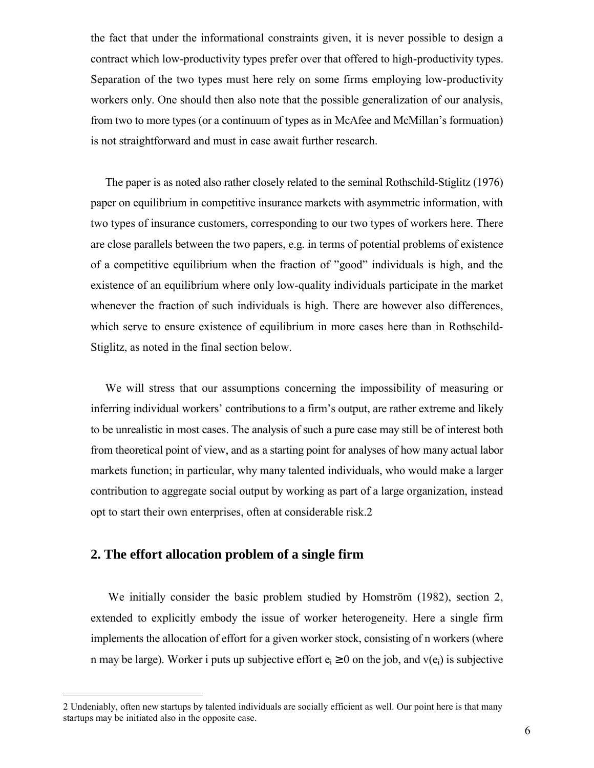the fact that under the informational constraints given, it is never possible to design a contract which low-productivity types prefer over that offered to high-productivity types. Separation of the two types must here rely on some firms employing low-productivity workers only. One should then also note that the possible generalization of our analysis, from two to more types (or a continuum of types as in McAfee and McMillan's formuation) is not straightforward and must in case await further research.

The paper is as noted also rather closely related to the seminal Rothschild-Stiglitz (1976) paper on equilibrium in competitive insurance markets with asymmetric information, with two types of insurance customers, corresponding to our two types of workers here. There are close parallels between the two papers, e.g. in terms of potential problems of existence of a competitive equilibrium when the fraction of "good" individuals is high, and the existence of an equilibrium where only low-quality individuals participate in the market whenever the fraction of such individuals is high. There are however also differences, which serve to ensure existence of equilibrium in more cases here than in Rothschild-Stiglitz, as noted in the final section below.

We will stress that our assumptions concerning the impossibility of measuring or inferring individual workers' contributions to a firm's output, are rather extreme and likely to be unrealistic in most cases. The analysis of such a pure case may still be of interest both from theoretical point of view, and as a starting point for analyses of how many actual labor markets function; in particular, why many talented individuals, who would make a larger contribution to aggregate social output by working as part of a large organization, instead opt to start their own enterprises, often at considerable risk.[2]

## 2. The effort allocation problem of a single firm

We initially consider the basic problem studied by Homström (1982), section 2, extended to explicitly embody the issue of worker heterogeneity. Here a single firm implements the allocation of effort for a given worker stock, consisting of n workers (where n may be large). Worker i puts up subjective effort $e_i \geq 0$ on the job, and $v(e_i)$ is subjective

---

[2] Undeniably, often new startups by talented individuals are socially efficient as well. Our point here is that many startups may be initiated also in the opposite case.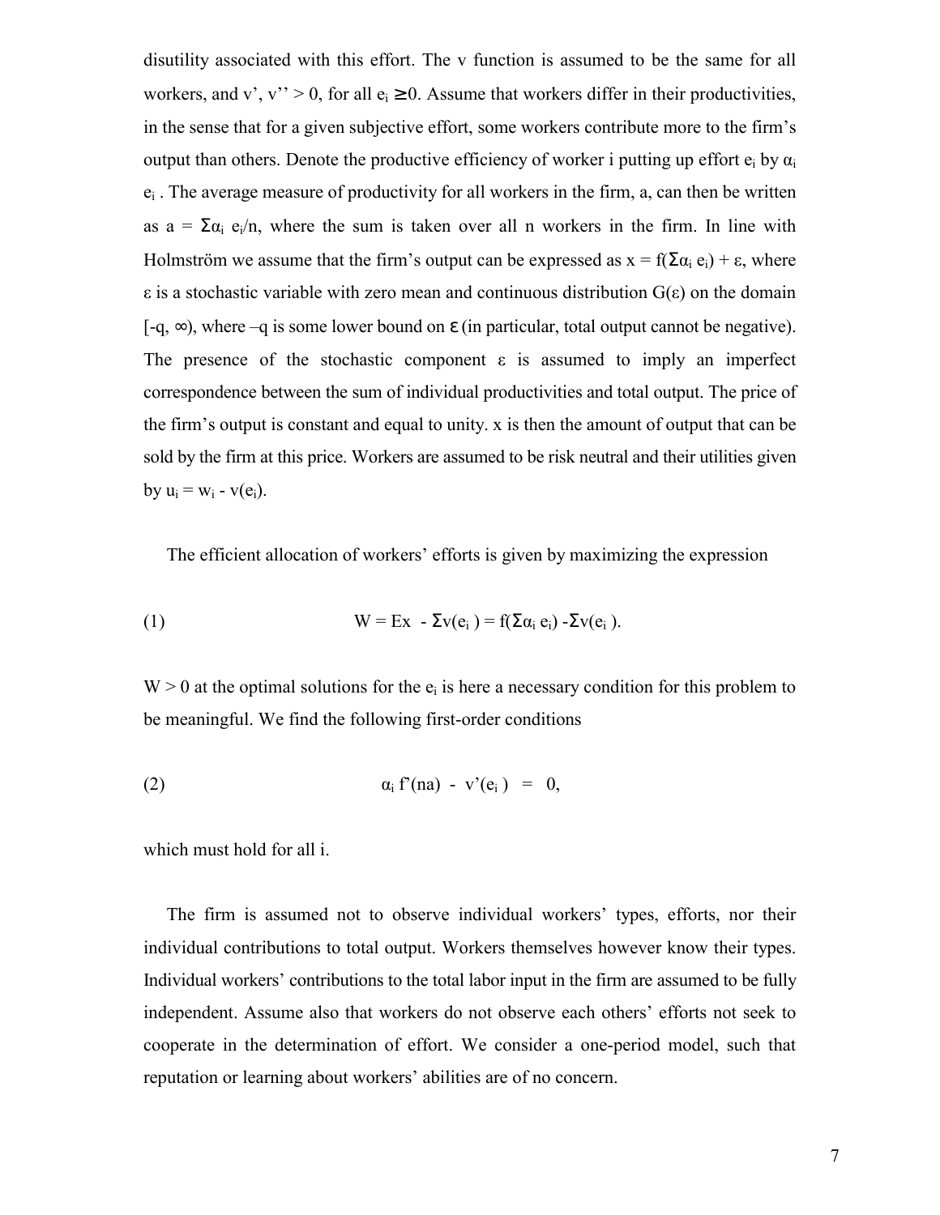disutility associated with this effort. The v function is assumed to be the same for all workers, and $v'$, $v'' > 0$, for all $e_i \geq 0$. Assume that workers differ in their productivities, in the sense that for a given subjective effort, some workers contribute more to the firm's output than others. Denote the productive efficiency of worker i putting up effort $e_i$ by $\alpha_i e_i$. The average measure of productivity for all workers in the firm, a, can then be written as $a = \Sigma\alpha_i e_i/n$, where the sum is taken over all n workers in the firm. In line with Holmström we assume that the firm's output can be expressed as $x = f(\Sigma\alpha_i e_i) + \varepsilon$, where $\varepsilon$ is a stochastic variable with zero mean and continuous distribution $G(\varepsilon)$ on the domain $[-q, \infty)$, where $-q$ is some lower bound on $\varepsilon$ (in particular, total output cannot be negative). The presence of the stochastic component $\varepsilon$ is assumed to imply an imperfect correspondence between the sum of individual productivities and total output. The price of the firm's output is constant and equal to unity. x is then the amount of output that can be sold by the firm at this price. Workers are assumed to be risk neutral and their utilities given by $u_i = w_i - v(e_i)$.

The efficient allocation of workers' efforts is given by maximizing the expression

$$W = Ex - \Sigma v(e_i) = f(\Sigma\alpha_i e_i) - \Sigma v(e_i). \tag{1}$$

$W > 0$ at the optimal solutions for the $e_i$ is here a necessary condition for this problem to be meaningful. We find the following first-order conditions

$$\alpha_i f'(na) - v'(e_i) = 0, \tag{2}$$

which must hold for all i.

The firm is assumed not to observe individual workers' types, efforts, nor their individual contributions to total output. Workers themselves however know their types. Individual workers' contributions to the total labor input in the firm are assumed to be fully independent. Assume also that workers do not observe each others' efforts not seek to cooperate in the determination of effort. We consider a one-period model, such that reputation or learning about workers' abilities are of no concern.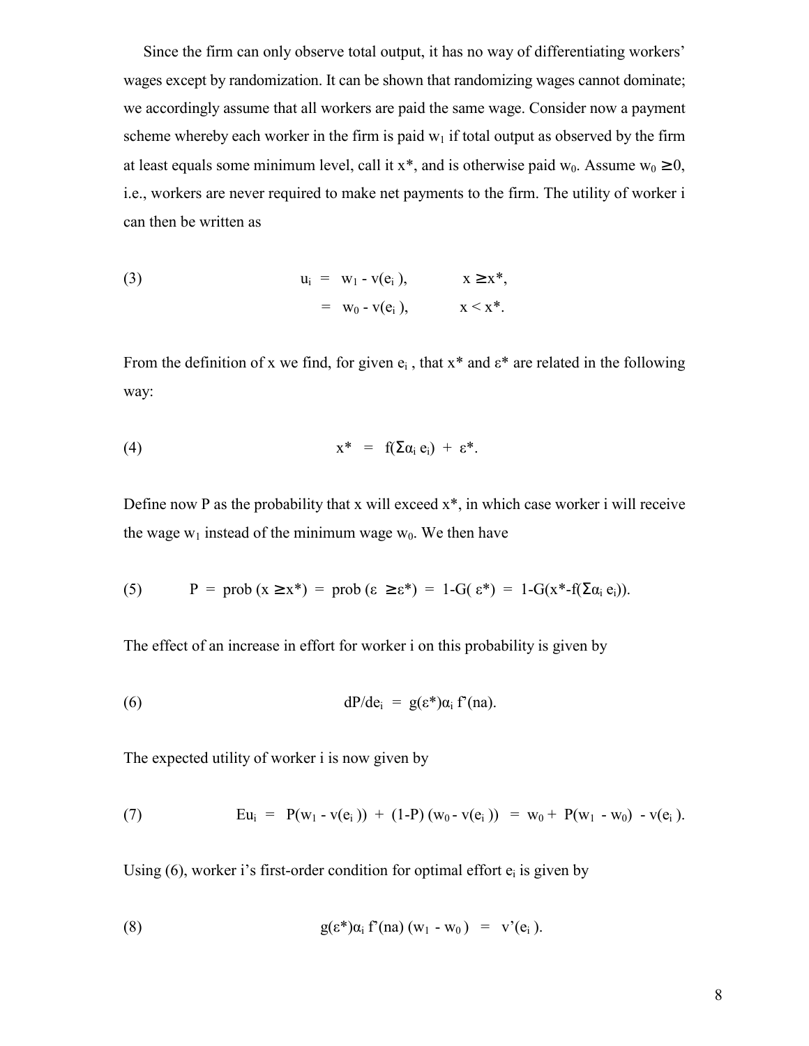Since the firm can only observe total output, it has no way of differentiating workers' wages except by randomization. It can be shown that randomizing wages cannot dominate; we accordingly assume that all workers are paid the same wage. Consider now a payment scheme whereby each worker in the firm is paid $w_1$ if total output as observed by the firm at least equals some minimum level, call it $x^*$, and is otherwise paid $w_0$. Assume $w_0 \geq 0$, i.e., workers are never required to make net payments to the firm. The utility of worker i can then be written as

$$
\text{(3)} \qquad u_i = w_1 - v(e_i), \qquad x \geq x^*,
$$
$$
\qquad\qquad = w_0 - v(e_i), \qquad x < x^*.
$$

From the definition of x we find, for given $e_i$, that $x^*$ and $\varepsilon^*$ are related in the following way:

$$
\text{(4)} \qquad x^* = f(\Sigma\alpha_i e_i) + \varepsilon^*.
$$

Define now P as the probability that x will exceed $x^*$, in which case worker i will receive the wage $w_1$ instead of the minimum wage $w_0$. We then have

$$
\text{(5)} \qquad P = \text{prob}(x \geq x^*) = \text{prob}(\varepsilon \geq \varepsilon^*) = 1-G(\varepsilon^*) = 1-G(x^*-f(\Sigma\alpha_i e_i)).
$$

The effect of an increase in effort for worker i on this probability is given by

$$
\text{(6)} \qquad dP/de_i = g(\varepsilon^*)\alpha_i f'(na).
$$

The expected utility of worker i is now given by

$$
\text{(7)} \qquad Eu_i = P(w_1 - v(e_i)) + (1-P)(w_0 - v(e_i)) = w_0 + P(w_1 - w_0) - v(e_i).
$$

Using (6), worker i's first-order condition for optimal effort $e_i$ is given by

$$
\text{(8)} \qquad g(\varepsilon^*)\alpha_i f'(na)(w_1 - w_0) = v'(e_i).
$$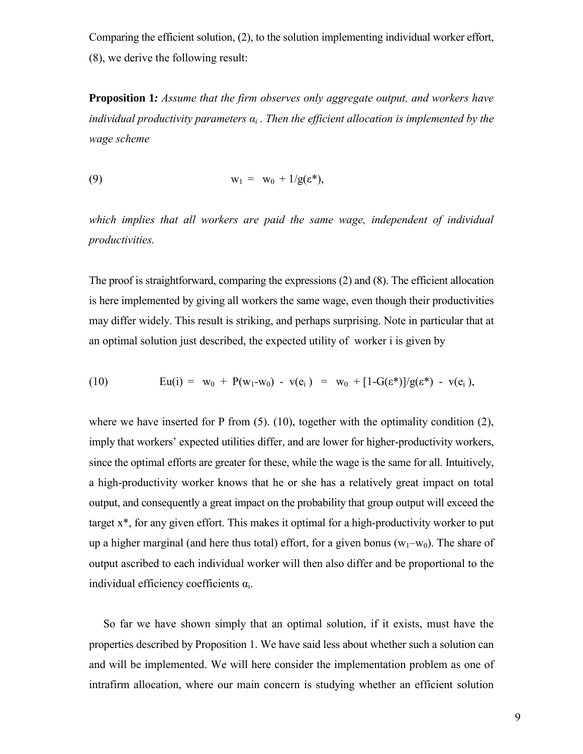Comparing the efficient solution, (2), to the solution implementing individual worker effort, (8), we derive the following result:

**Proposition 1***: Assume that the firm observes only aggregate output, and workers have individual productivity parameters $\alpha_i$. Then the efficient allocation is implemented by the wage scheme*

$$(9) \qquad w_1 = w_0 + 1/g(\varepsilon^*),$$

*which implies that all workers are paid the same wage, independent of individual productivities.*

The proof is straightforward, comparing the expressions (2) and (8). The efficient allocation is here implemented by giving all workers the same wage, even though their productivities may differ widely. This result is striking, and perhaps surprising. Note in particular that at an optimal solution just described, the expected utility of worker i is given by

$$(10) \qquad Eu(i) = w_0 + P(w_1-w_0) - v(e_i) = w_0 + [1-G(\varepsilon^*)]/g(\varepsilon^*) - v(e_i),$$

where we have inserted for P from (5). (10), together with the optimality condition (2), imply that workers' expected utilities differ, and are lower for higher-productivity workers, since the optimal efforts are greater for these, while the wage is the same for all. Intuitively, a high-productivity worker knows that he or she has a relatively great impact on total output, and consequently a great impact on the probability that group output will exceed the target $x^*$, for any given effort. This makes it optimal for a high-productivity worker to put up a higher marginal (and here thus total) effort, for a given bonus ($w_1$–$w_0$). The share of output ascribed to each individual worker will then also differ and be proportional to the individual efficiency coefficients $\alpha_i$.

So far we have shown simply that an optimal solution, if it exists, must have the properties described by Proposition 1. We have said less about whether such a solution can and will be implemented. We will here consider the implementation problem as one of intrafirm allocation, where our main concern is studying whether an efficient solution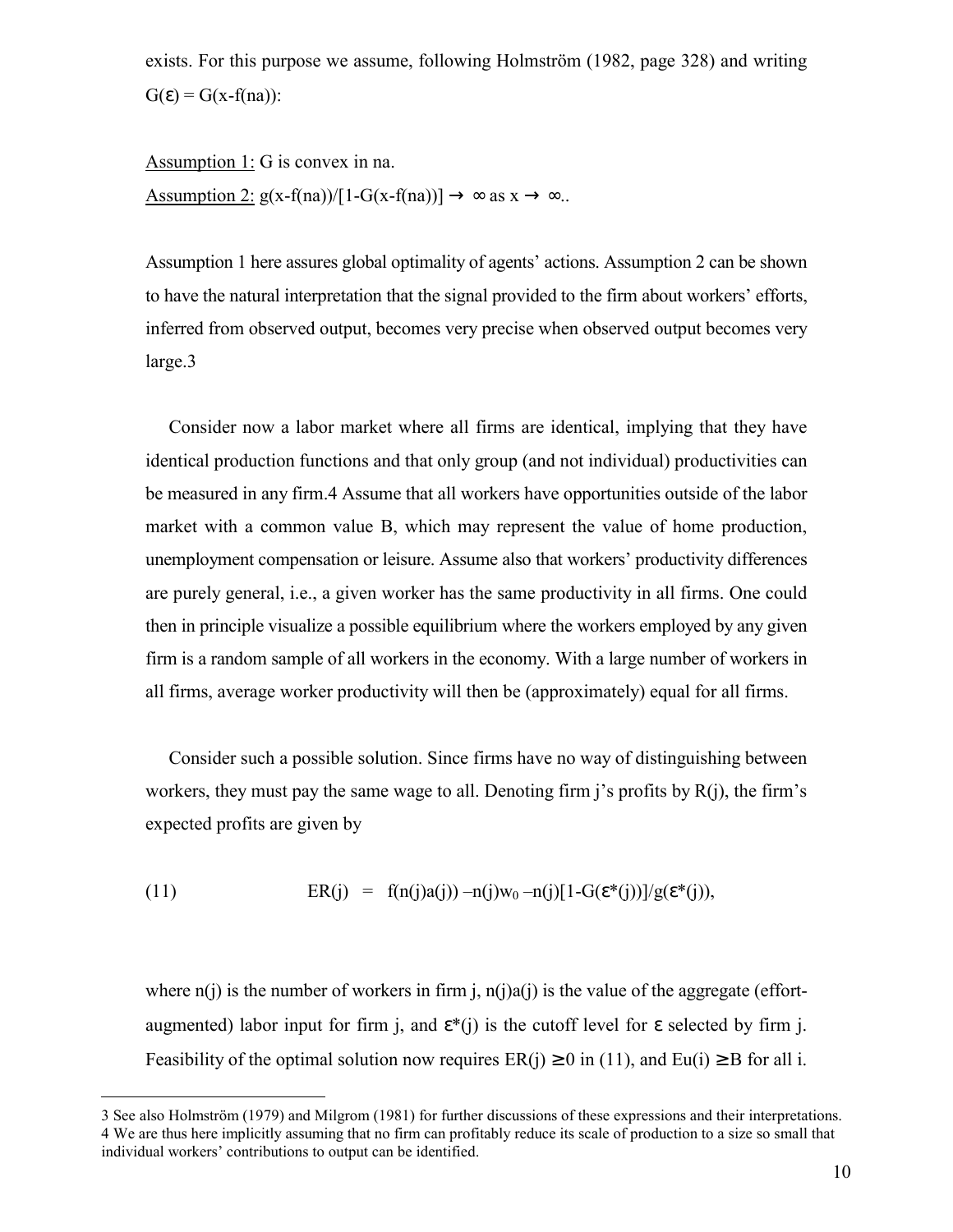exists. For this purpose we assume, following Holmström (1982, page 328) and writing $G(\varepsilon) = G(x-f(na))$:

Assumption 1: $G$ is convex in $na$.

Assumption 2: $g(x-f(na))/[1-G(x-f(na))] \rightarrow \infty$ as $x \rightarrow \infty$..

Assumption 1 here assures global optimality of agents' actions. Assumption 2 can be shown to have the natural interpretation that the signal provided to the firm about workers' efforts, inferred from observed output, becomes very precise when observed output becomes very large.[3]

Consider now a labor market where all firms are identical, implying that they have identical production functions and that only group (and not individual) productivities can be measured in any firm.[4] Assume that all workers have opportunities outside of the labor market with a common value B, which may represent the value of home production, unemployment compensation or leisure. Assume also that workers' productivity differences are purely general, i.e., a given worker has the same productivity in all firms. One could then in principle visualize a possible equilibrium where the workers employed by any given firm is a random sample of all workers in the economy. With a large number of workers in all firms, average worker productivity will then be (approximately) equal for all firms.

Consider such a possible solution. Since firms have no way of distinguishing between workers, they must pay the same wage to all. Denoting firm j's profits by $R(j)$, the firm's expected profits are given by

$$ER(j) = f(n(j)a(j)) - n(j)w_0 - n(j)[1-G(\varepsilon^*(j))]/g(\varepsilon^*(j)), \tag{11}$$

where $n(j)$ is the number of workers in firm j, $n(j)a(j)$ is the value of the aggregate (effort-augmented) labor input for firm j, and $\varepsilon^*(j)$ is the cutoff level for $\varepsilon$ selected by firm j. Feasibility of the optimal solution now requires $ER(j) \geq 0$ in (11), and $Eu(i) \geq B$ for all i.

---

3 See also Holmström (1979) and Milgrom (1981) for further discussions of these expressions and their interpretations.

4 We are thus here implicitly assuming that no firm can profitably reduce its scale of production to a size so small that individual workers' contributions to output can be identified.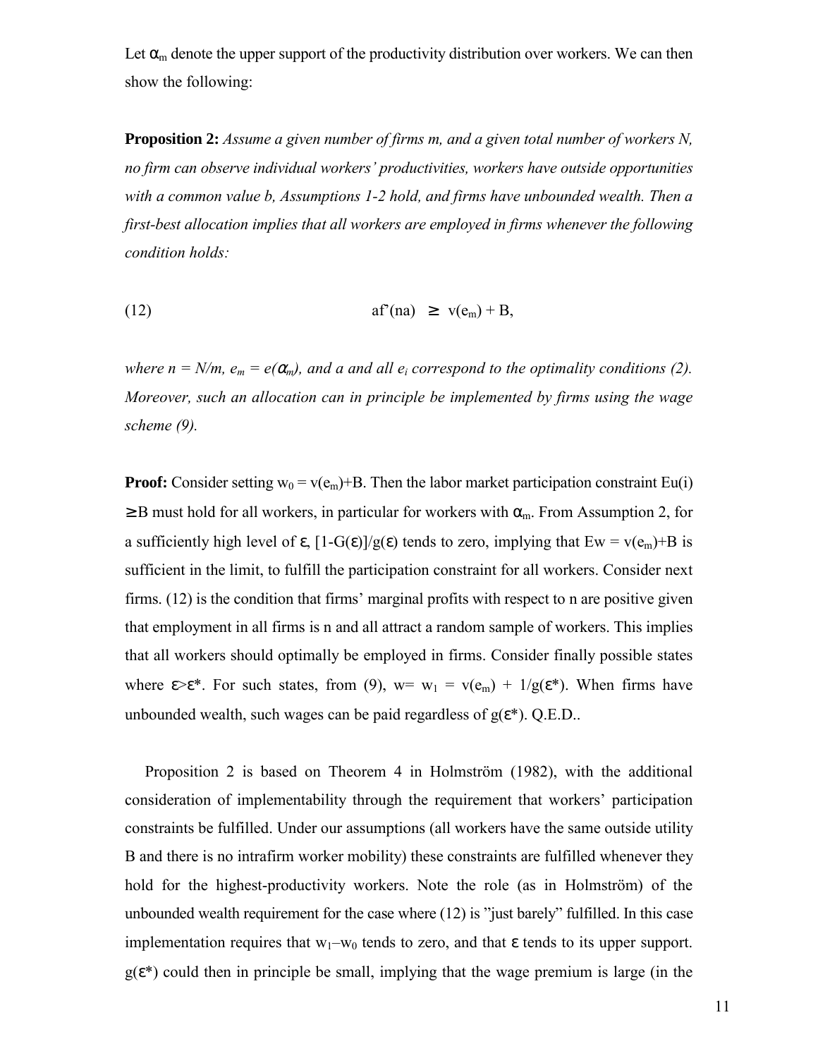Let $\alpha_m$ denote the upper support of the productivity distribution over workers. We can then show the following:

**Proposition 2:** *Assume a given number of firms m, and a given total number of workers N, no firm can observe individual workers' productivities, workers have outside opportunities with a common value b, Assumptions 1-2 hold, and firms have unbounded wealth. Then a first-best allocation implies that all workers are employed in firms whenever the following condition holds:*

$$
af'(na) \geq v(e_m) + B, \tag{12}
$$

*where $n = N/m$, $e_m = e(\alpha_m)$, and a and all $e_i$ correspond to the optimality conditions (2). Moreover, such an allocation can in principle be implemented by firms using the wage scheme (9).*

**Proof:** Consider setting $w_0 = v(e_m)+B$. Then the labor market participation constraint $Eu(i) \geq B$ must hold for all workers, in particular for workers with $\alpha_m$. From Assumption 2, for a sufficiently high level of $\varepsilon$, $[1-G(\varepsilon)]/g(\varepsilon)$ tends to zero, implying that $Ew = v(e_m)+B$ is sufficient in the limit, to fulfill the participation constraint for all workers. Consider next firms. (12) is the condition that firms' marginal profits with respect to n are positive given that employment in all firms is n and all attract a random sample of workers. This implies that all workers should optimally be employed in firms. Consider finally possible states where $\varepsilon > \varepsilon^*$. For such states, from (9), $w = w_1 = v(e_m) + 1/g(\varepsilon^*)$. When firms have unbounded wealth, such wages can be paid regardless of $g(\varepsilon^*)$. Q.E.D..

Proposition 2 is based on Theorem 4 in Holmström (1982), with the additional consideration of implementability through the requirement that workers' participation constraints be fulfilled. Under our assumptions (all workers have the same outside utility B and there is no intrafirm worker mobility) these constraints are fulfilled whenever they hold for the highest-productivity workers. Note the role (as in Holmström) of the unbounded wealth requirement for the case where (12) is "just barely" fulfilled. In this case implementation requires that $w_1 - w_0$ tends to zero, and that $\varepsilon$ tends to its upper support. $g(\varepsilon^*)$ could then in principle be small, implying that the wage premium is large (in the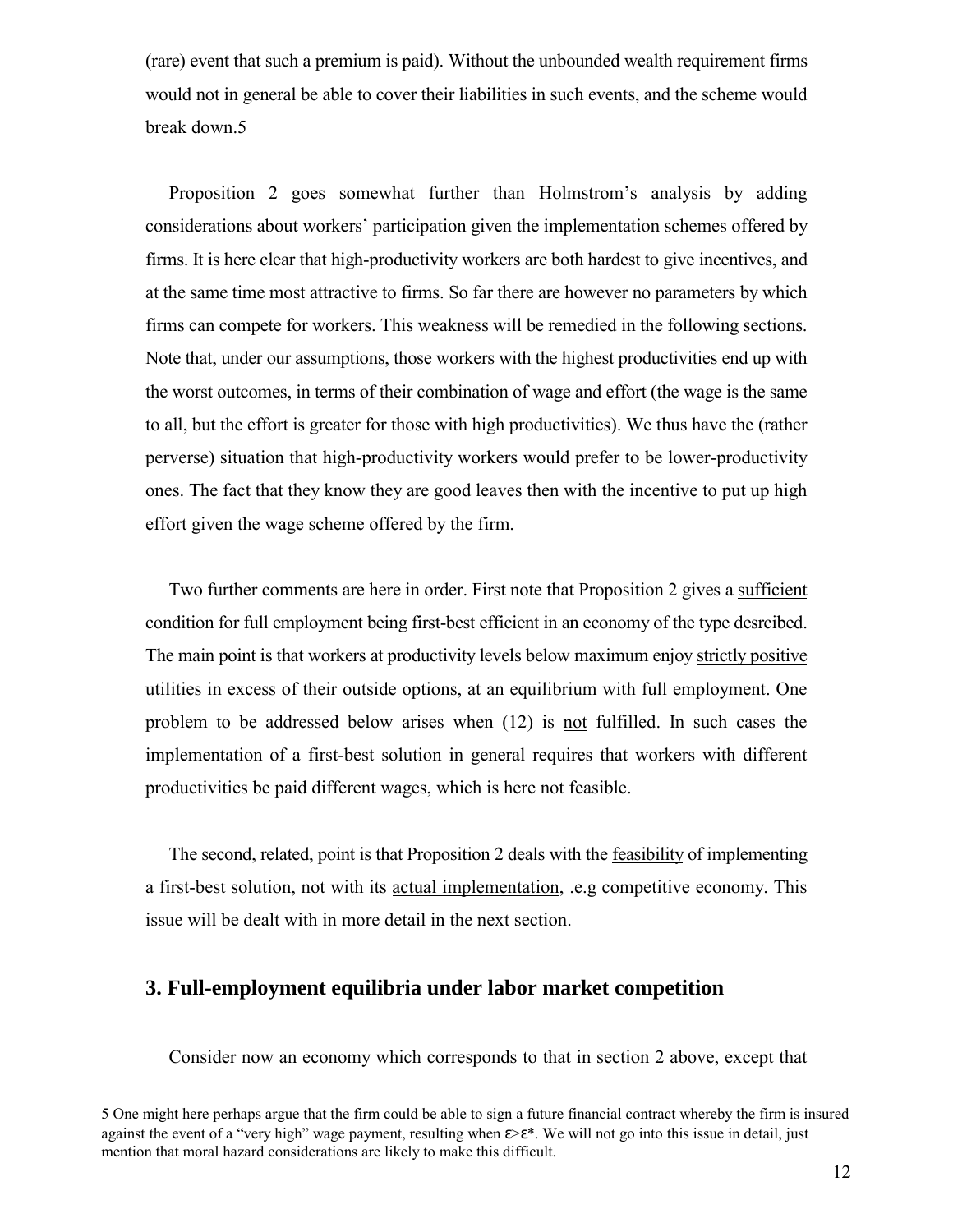(rare) event that such a premium is paid). Without the unbounded wealth requirement firms would not in general be able to cover their liabilities in such events, and the scheme would break down.[5]

Proposition 2 goes somewhat further than Holmstrom's analysis by adding considerations about workers' participation given the implementation schemes offered by firms. It is here clear that high-productivity workers are both hardest to give incentives, and at the same time most attractive to firms. So far there are however no parameters by which firms can compete for workers. This weakness will be remedied in the following sections. Note that, under our assumptions, those workers with the highest productivities end up with the worst outcomes, in terms of their combination of wage and effort (the wage is the same to all, but the effort is greater for those with high productivities). We thus have the (rather perverse) situation that high-productivity workers would prefer to be lower-productivity ones. The fact that they know they are good leaves then with the incentive to put up high effort given the wage scheme offered by the firm.

Two further comments are here in order. First note that Proposition 2 gives a sufficient condition for full employment being first-best efficient in an economy of the type desrcibed. The main point is that workers at productivity levels below maximum enjoy strictly positive utilities in excess of their outside options, at an equilibrium with full employment. One problem to be addressed below arises when (12) is not fulfilled. In such cases the implementation of a first-best solution in general requires that workers with different productivities be paid different wages, which is here not feasible.

The second, related, point is that Proposition 2 deals with the feasibility of implementing a first-best solution, not with its actual implementation, .e.g competitive economy. This issue will be dealt with in more detail in the next section.

## 3. Full-employment equilibria under labor market competition

Consider now an economy which corresponds to that in section 2 above, except that

---

[5] One might here perhaps argue that the firm could be able to sign a future financial contract whereby the firm is insured against the event of a "very high" wage payment, resulting when $\varepsilon > \varepsilon^*$. We will not go into this issue in detail, just mention that moral hazard considerations are likely to make this difficult.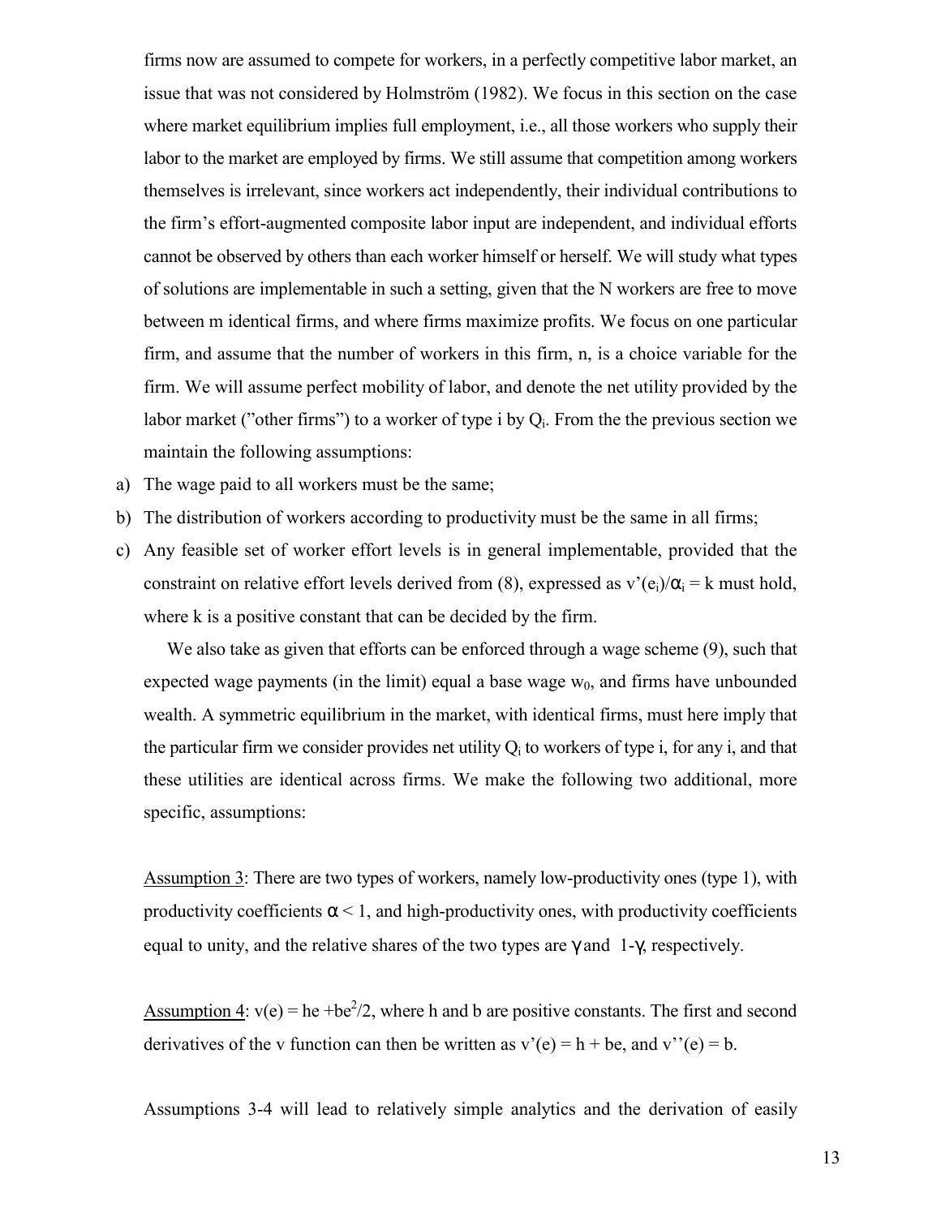firms now are assumed to compete for workers, in a perfectly competitive labor market, an issue that was not considered by Holmström (1982). We focus in this section on the case where market equilibrium implies full employment, i.e., all those workers who supply their labor to the market are employed by firms. We still assume that competition among workers themselves is irrelevant, since workers act independently, their individual contributions to the firm's effort-augmented composite labor input are independent, and individual efforts cannot be observed by others than each worker himself or herself. We will study what types of solutions are implementable in such a setting, given that the N workers are free to move between m identical firms, and where firms maximize profits. We focus on one particular firm, and assume that the number of workers in this firm, n, is a choice variable for the firm. We will assume perfect mobility of labor, and denote the net utility provided by the labor market ("other firms") to a worker of type i by $Q_i$. From the the previous section we maintain the following assumptions:

a) The wage paid to all workers must be the same;
b) The distribution of workers according to productivity must be the same in all firms;
c) Any feasible set of worker effort levels is in general implementable, provided that the constraint on relative effort levels derived from (8), expressed as $v'(e_i)/\alpha_i = k$ must hold, where k is a positive constant that can be decided by the firm.

We also take as given that efforts can be enforced through a wage scheme (9), such that expected wage payments (in the limit) equal a base wage $w_0$, and firms have unbounded wealth. A symmetric equilibrium in the market, with identical firms, must here imply that the particular firm we consider provides net utility $Q_i$ to workers of type i, for any i, and that these utilities are identical across firms. We make the following two additional, more specific, assumptions:

Assumption 3: There are two types of workers, namely low-productivity ones (type 1), with productivity coefficients $\alpha < 1$, and high-productivity ones, with productivity coefficients equal to unity, and the relative shares of the two types are $\gamma$ and $1-\gamma$, respectively.

Assumption 4: $v(e) = he + be^2/2$, where h and b are positive constants. The first and second derivatives of the v function can then be written as $v'(e) = h + be$, and $v''(e) = b$.

Assumptions 3-4 will lead to relatively simple analytics and the derivation of easily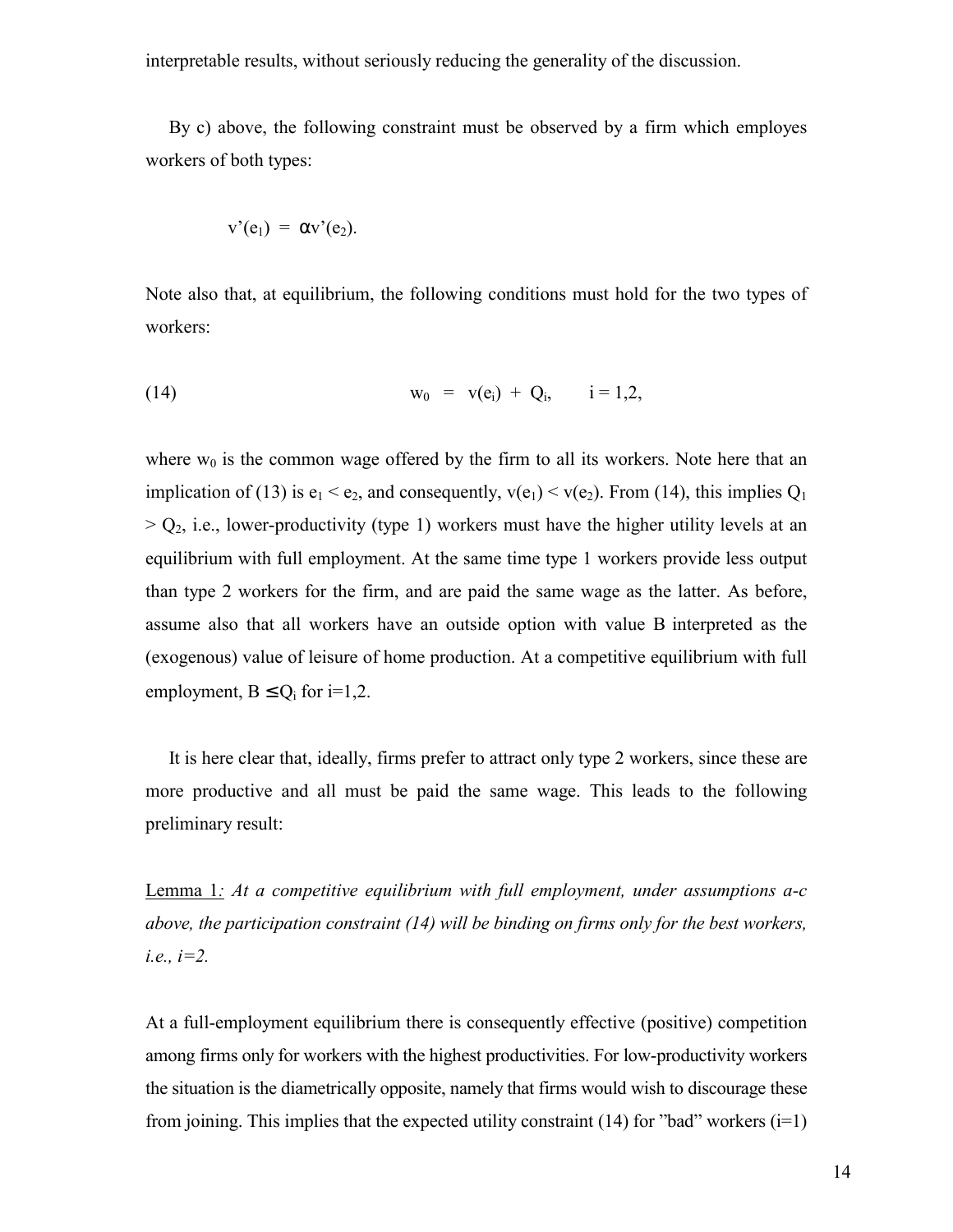interpretable results, without seriously reducing the generality of the discussion.

By c) above, the following constraint must be observed by a firm which employes workers of both types:

$$v'(e_1) = \alpha v'(e_2).$$

Note also that, at equilibrium, the following conditions must hold for the two types of workers:

$$w_0 = v(e_i) + Q_i, \qquad i = 1,2, \tag{14}$$

where $w_0$ is the common wage offered by the firm to all its workers. Note here that an implication of (13) is $e_1 < e_2$, and consequently, $v(e_1) < v(e_2)$. From (14), this implies $Q_1 > Q_2$, i.e., lower-productivity (type 1) workers must have the higher utility levels at an equilibrium with full employment. At the same time type 1 workers provide less output than type 2 workers for the firm, and are paid the same wage as the latter. As before, assume also that all workers have an outside option with value B interpreted as the (exogenous) value of leisure of home production. At a competitive equilibrium with full employment, $B \leq Q_i$ for i=1,2.

It is here clear that, ideally, firms prefer to attract only type 2 workers, since these are more productive and all must be paid the same wage. This leads to the following preliminary result:

<u>Lemma 1</u>*: At a competitive equilibrium with full employment, under assumptions a-c above, the participation constraint (14) will be binding on firms only for the best workers, i.e., i=2.*

At a full-employment equilibrium there is consequently effective (positive) competition among firms only for workers with the highest productivities. For low-productivity workers the situation is the diametrically opposite, namely that firms would wish to discourage these from joining. This implies that the expected utility constraint (14) for "bad" workers (i=1)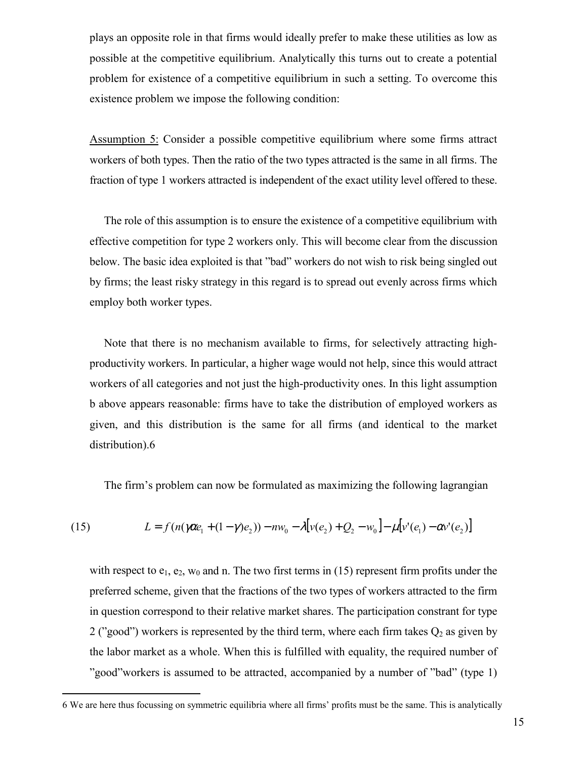plays an opposite role in that firms would ideally prefer to make these utilities as low as possible at the competitive equilibrium. Analytically this turns out to create a potential problem for existence of a competitive equilibrium in such a setting. To overcome this existence problem we impose the following condition:

Assumption 5: Consider a possible competitive equilibrium where some firms attract workers of both types. Then the ratio of the two types attracted is the same in all firms. The fraction of type 1 workers attracted is independent of the exact utility level offered to these.

The role of this assumption is to ensure the existence of a competitive equilibrium with effective competition for type 2 workers only. This will become clear from the discussion below. The basic idea exploited is that "bad" workers do not wish to risk being singled out by firms; the least risky strategy in this regard is to spread out evenly across firms which employ both worker types.

Note that there is no mechanism available to firms, for selectively attracting high-productivity workers. In particular, a higher wage would not help, since this would attract workers of all categories and not just the high-productivity ones. In this light assumption b above appears reasonable: firms have to take the distribution of employed workers as given, and this distribution is the same for all firms (and identical to the market distribution).[6]

The firm's problem can now be formulated as maximizing the following lagrangian

$$L = f(n(\gamma \alpha e_1 + (1-\gamma)e_2)) - nw_0 - \lambda\left[v(e_2) + Q_2 - w_0\right] - \mu\left[v'(e_1) - \alpha v'(e_2)\right] \tag{15}$$

with respect to $e_1$, $e_2$, $w_0$ and $n$. The two first terms in (15) represent firm profits under the preferred scheme, given that the fractions of the two types of workers attracted to the firm in question correspond to their relative market shares. The participation constrant for type 2 ("good") workers is represented by the third term, where each firm takes $Q_2$ as given by the labor market as a whole. When this is fulfilled with equality, the required number of "good"workers is assumed to be attracted, accompanied by a number of "bad" (type 1)

6 We are here thus focussing on symmetric equilibria where all firms' profits must be the same. This is analytically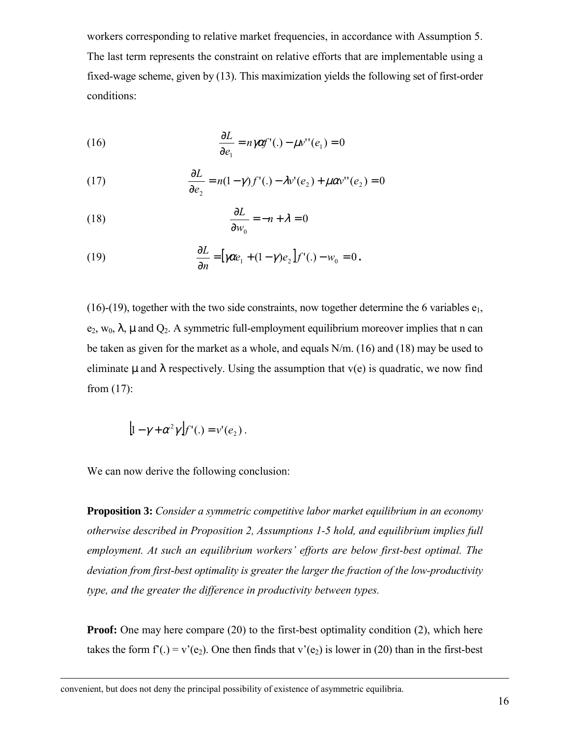workers corresponding to relative market frequencies, in accordance with Assumption 5. The last term represents the constraint on relative efforts that are implementable using a fixed-wage scheme, given by (13). This maximization yields the following set of first-order conditions:

$$(16) \qquad \frac{\partial L}{\partial e_1} = n\gamma\alpha f'(.) - \mu v''(e_1) = 0$$

$$(17) \qquad \frac{\partial L}{\partial e_2} = n(1-\gamma) f'(.) - \lambda v'(e_2) + \mu\alpha v''(e_2) = 0$$

$$(18) \qquad \frac{\partial L}{\partial w_0} = -n + \lambda = 0$$

$$(19) \qquad \frac{\partial L}{\partial n} = \left[\gamma\alpha e_1 + (1-\gamma)e_2\right] f'(.) - w_0 = 0 .$$

(16)-(19), together with the two side constraints, now together determine the 6 variables $e_1$, $e_2$, $w_0$, $\lambda$, $\mu$ and $Q_2$. A symmetric full-employment equilibrium moreover implies that n can be taken as given for the market as a whole, and equals N/m. (16) and (18) may be used to eliminate $\mu$ and $\lambda$ respectively. Using the assumption that v(e) is quadratic, we now find from (17):

$$\left[1-\gamma+\alpha^2\gamma\right] f'(.) = v'(e_2) .$$

We can now derive the following conclusion:

**Proposition 3:** *Consider a symmetric competitive labor market equilibrium in an economy otherwise described in Proposition 2, Assumptions 1-5 hold, and equilibrium implies full employment. At such an equilibrium workers' efforts are below first-best optimal. The deviation from first-best optimality is greater the larger the fraction of the low-productivity type, and the greater the difference in productivity between types.*

**Proof:** One may here compare (20) to the first-best optimality condition (2), which here takes the form $f'(.) = v'(e_2)$. One then finds that $v'(e_2)$ is lower in (20) than in the first-best

convenient, but does not deny the principal possibility of existence of asymmetric equilibria.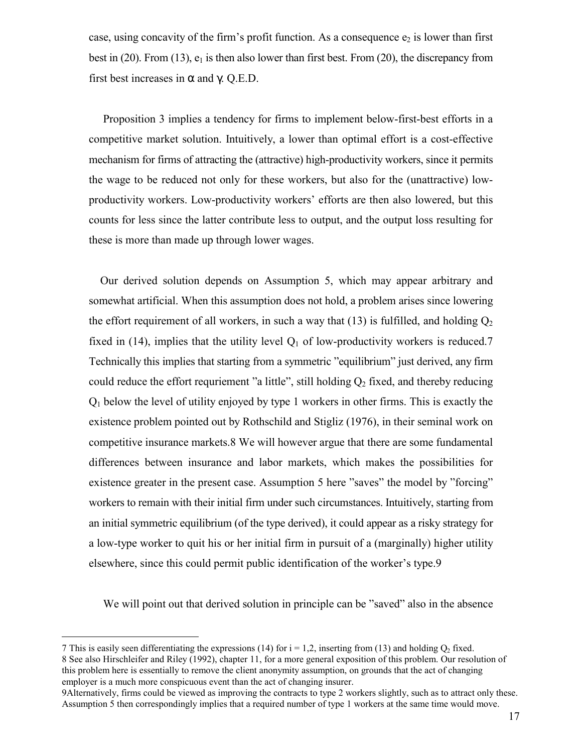case, using concavity of the firm's profit function. As a consequence $e_2$ is lower than first best in (20). From (13), $e_1$ is then also lower than first best. From (20), the discrepancy from first best increases in $\alpha$ and $\gamma$. Q.E.D.

Proposition 3 implies a tendency for firms to implement below-first-best efforts in a competitive market solution. Intuitively, a lower than optimal effort is a cost-effective mechanism for firms of attracting the (attractive) high-productivity workers, since it permits the wage to be reduced not only for these workers, but also for the (unattractive) low-productivity workers. Low-productivity workers' efforts are then also lowered, but this counts for less since the latter contribute less to output, and the output loss resulting for these is more than made up through lower wages.

Our derived solution depends on Assumption 5, which may appear arbitrary and somewhat artificial. When this assumption does not hold, a problem arises since lowering the effort requirement of all workers, in such a way that (13) is fulfilled, and holding $Q_2$ fixed in (14), implies that the utility level $Q_1$ of low-productivity workers is reduced.[7] Technically this implies that starting from a symmetric "equilibrium" just derived, any firm could reduce the effort requriement "a little", still holding $Q_2$ fixed, and thereby reducing $Q_1$ below the level of utility enjoyed by type 1 workers in other firms. This is exactly the existence problem pointed out by Rothschild and Stigliz (1976), in their seminal work on competitive insurance markets.[8] We will however argue that there are some fundamental differences between insurance and labor markets, which makes the possibilities for existence greater in the present case. Assumption 5 here "saves" the model by "forcing" workers to remain with their initial firm under such circumstances. Intuitively, starting from an initial symmetric equilibrium (of the type derived), it could appear as a risky strategy for a low-type worker to quit his or her initial firm in pursuit of a (marginally) higher utility elsewhere, since this could permit public identification of the worker's type.[9]

We will point out that derived solution in principle can be "saved" also in the absence

---

7 This is easily seen differentiating the expressions (14) for $i = 1,2$, inserting from (13) and holding $Q_2$ fixed.

8 See also Hirschleifer and Riley (1992), chapter 11, for a more general exposition of this problem. Our resolution of this problem here is essentially to remove the client anonymity assumption, on grounds that the act of changing employer is a much more conspicuous event than the act of changing insurer.

9 Alternatively, firms could be viewed as improving the contracts to type 2 workers slightly, such as to attract only these. Assumption 5 then correspondingly implies that a required number of type 1 workers at the same time would move.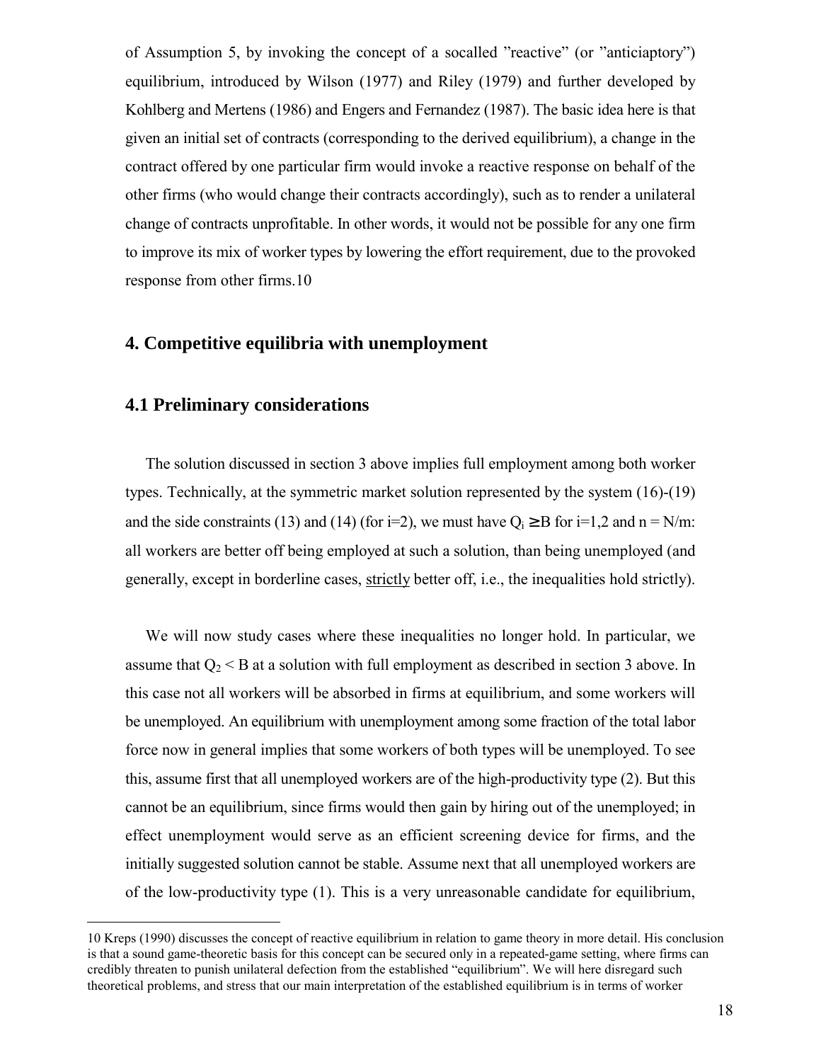of Assumption 5, by invoking the concept of a socalled "reactive" (or "anticiaptory") equilibrium, introduced by Wilson (1977) and Riley (1979) and further developed by Kohlberg and Mertens (1986) and Engers and Fernandez (1987). The basic idea here is that given an initial set of contracts (corresponding to the derived equilibrium), a change in the contract offered by one particular firm would invoke a reactive response on behalf of the other firms (who would change their contracts accordingly), such as to render a unilateral change of contracts unprofitable. In other words, it would not be possible for any one firm to improve its mix of worker types by lowering the effort requirement, due to the provoked response from other firms.10

## 4. Competitive equilibria with unemployment

### 4.1 Preliminary considerations

The solution discussed in section 3 above implies full employment among both worker types. Technically, at the symmetric market solution represented by the system (16)-(19) and the side constraints (13) and (14) (for i=2), we must have $Q_i \geq B$ for i=1,2 and $n = N/m$: all workers are better off being employed at such a solution, than being unemployed (and generally, except in borderline cases, strictly better off, i.e., the inequalities hold strictly).

We will now study cases where these inequalities no longer hold. In particular, we assume that $Q_2 < B$ at a solution with full employment as described in section 3 above. In this case not all workers will be absorbed in firms at equilibrium, and some workers will be unemployed. An equilibrium with unemployment among some fraction of the total labor force now in general implies that some workers of both types will be unemployed. To see this, assume first that all unemployed workers are of the high-productivity type (2). But this cannot be an equilibrium, since firms would then gain by hiring out of the unemployed; in effect unemployment would serve as an efficient screening device for firms, and the initially suggested solution cannot be stable. Assume next that all unemployed workers are of the low-productivity type (1). This is a very unreasonable candidate for equilibrium,

10 Kreps (1990) discusses the concept of reactive equilibrium in relation to game theory in more detail. His conclusion is that a sound game-theoretic basis for this concept can be secured only in a repeated-game setting, where firms can credibly threaten to punish unilateral defection from the established "equilibrium". We will here disregard such theoretical problems, and stress that our main interpretation of the established equilibrium is in terms of worker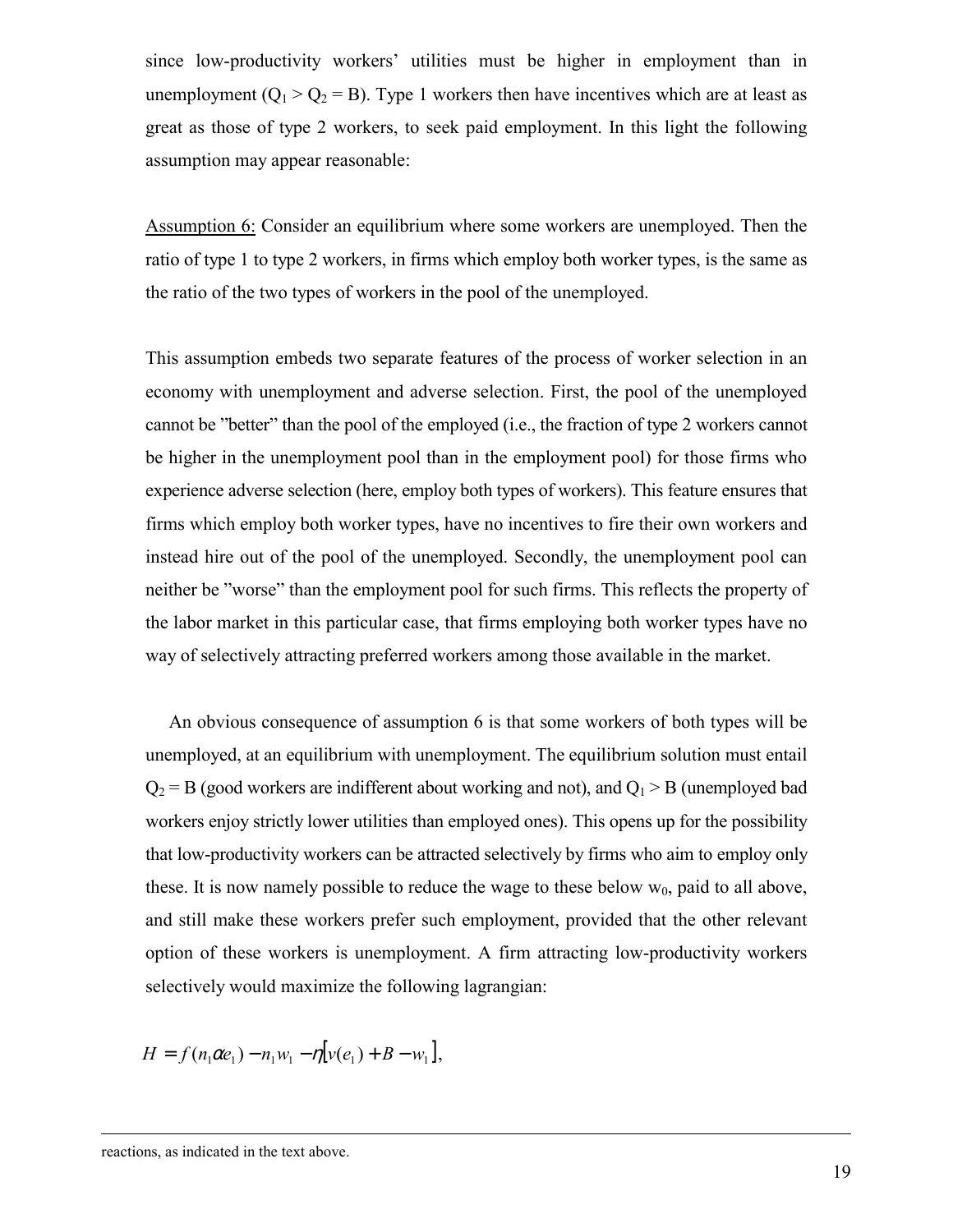since low-productivity workers' utilities must be higher in employment than in unemployment ($Q_1 > Q_2 = B$). Type 1 workers then have incentives which are at least as great as those of type 2 workers, to seek paid employment. In this light the following assumption may appear reasonable:

Assumption 6: Consider an equilibrium where some workers are unemployed. Then the ratio of type 1 to type 2 workers, in firms which employ both worker types, is the same as the ratio of the two types of workers in the pool of the unemployed.

This assumption embeds two separate features of the process of worker selection in an economy with unemployment and adverse selection. First, the pool of the unemployed cannot be "better" than the pool of the employed (i.e., the fraction of type 2 workers cannot be higher in the unemployment pool than in the employment pool) for those firms who experience adverse selection (here, employ both types of workers). This feature ensures that firms which employ both worker types, have no incentives to fire their own workers and instead hire out of the pool of the unemployed. Secondly, the unemployment pool can neither be "worse" than the employment pool for such firms. This reflects the property of the labor market in this particular case, that firms employing both worker types have no way of selectively attracting preferred workers among those available in the market.

An obvious consequence of assumption 6 is that some workers of both types will be unemployed, at an equilibrium with unemployment. The equilibrium solution must entail $Q_2 = B$ (good workers are indifferent about working and not), and $Q_1 > B$ (unemployed bad workers enjoy strictly lower utilities than employed ones). This opens up for the possibility that low-productivity workers can be attracted selectively by firms who aim to employ only these. It is now namely possible to reduce the wage to these below $w_0$, paid to all above, and still make these workers prefer such employment, provided that the other relevant option of these workers is unemployment. A firm attracting low-productivity workers selectively would maximize the following lagrangian:

$$H = f(n_1 \alpha e_1) - n_1 w_1 - \eta[v(e_1) + B - w_1],$$

reactions, as indicated in the text above.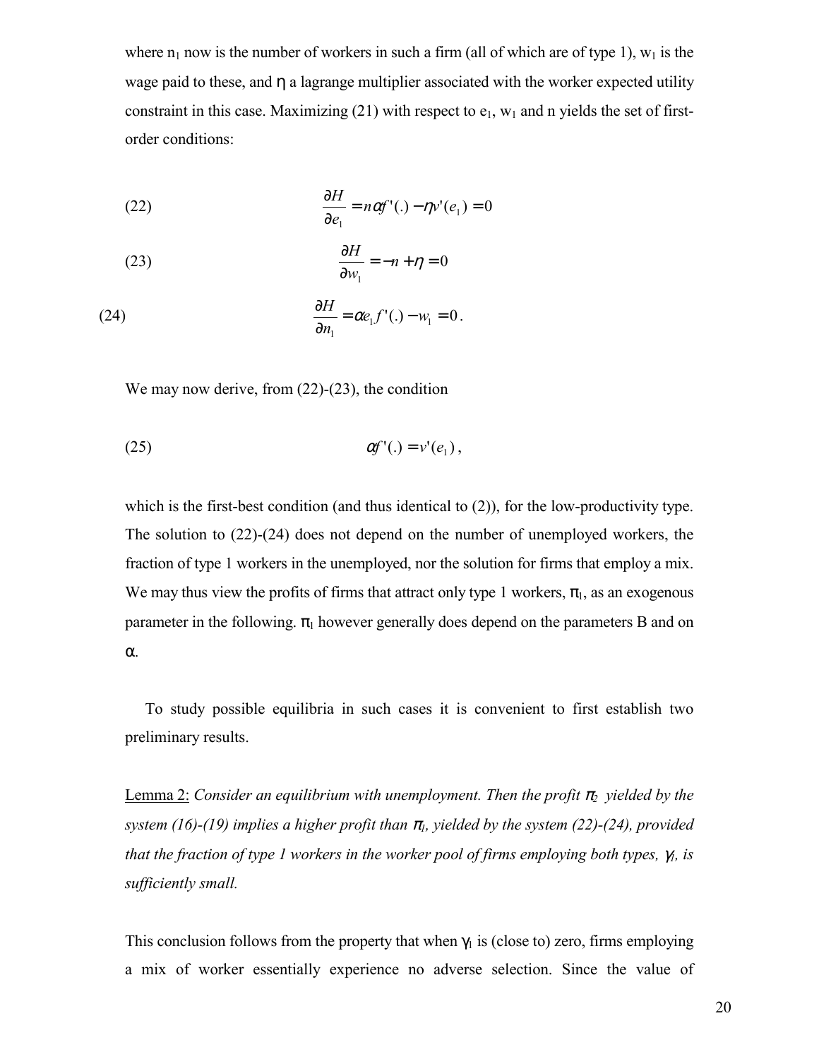where $n_1$ now is the number of workers in such a firm (all of which are of type 1), $w_1$ is the wage paid to these, and $\eta$ a lagrange multiplier associated with the worker expected utility constraint in this case. Maximizing (21) with respect to $e_1$, $w_1$ and n yields the set of first-order conditions:

$$\text{(22)} \qquad \frac{\partial H}{\partial e_1} = n\alpha f'(.) - \eta v'(e_1) = 0$$

$$\text{(23)} \qquad \frac{\partial H}{\partial w_1} = -n + \eta = 0$$

$$\text{(24)} \qquad \frac{\partial H}{\partial n_1} = \alpha e_1 f'(.) - w_1 = 0 .$$

We may now derive, from (22)-(23), the condition

$$\text{(25)} \qquad \alpha f'(.) = v'(e_1) ,$$

which is the first-best condition (and thus identical to (2)), for the low-productivity type. The solution to (22)-(24) does not depend on the number of unemployed workers, the fraction of type 1 workers in the unemployed, nor the solution for firms that employ a mix. We may thus view the profits of firms that attract only type 1 workers, $\pi_1$, as an exogenous parameter in the following. $\pi_1$ however generally does depend on the parameters B and on $\alpha$.

To study possible equilibria in such cases it is convenient to first establish two preliminary results.

Lemma 2: *Consider an equilibrium with unemployment. Then the profit $\pi_2$ yielded by the system (16)-(19) implies a higher profit than $\pi_1$, yielded by the system (22)-(24), provided that the fraction of type 1 workers in the worker pool of firms employing both types, $\gamma_1$, is sufficiently small.*

This conclusion follows from the property that when $\gamma_1$ is (close to) zero, firms employing a mix of worker essentially experience no adverse selection. Since the value of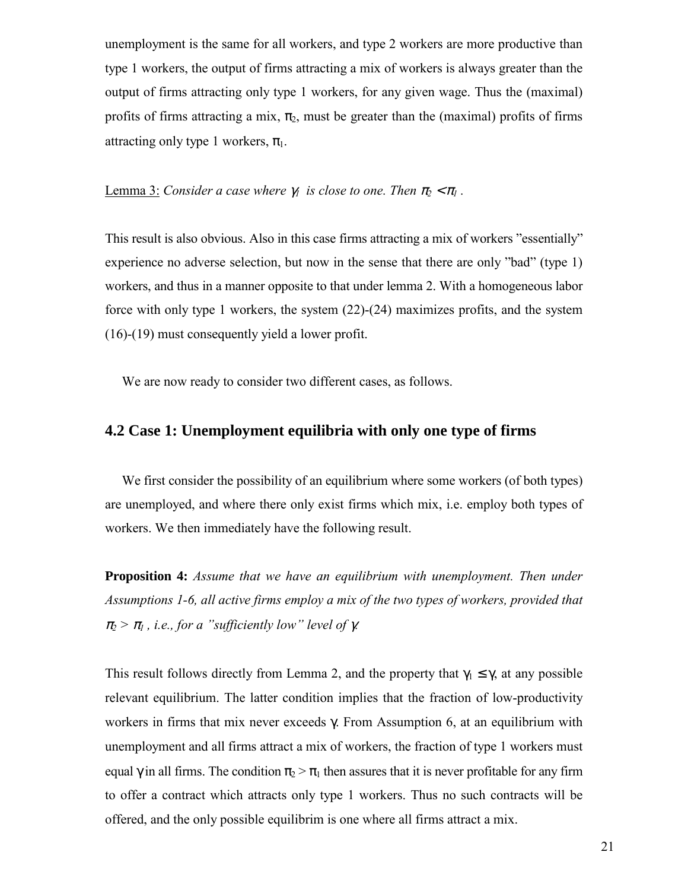unemployment is the same for all workers, and type 2 workers are more productive than type 1 workers, the output of firms attracting a mix of workers is always greater than the output of firms attracting only type 1 workers, for any given wage. Thus the (maximal) profits of firms attracting a mix, $\pi_2$, must be greater than the (maximal) profits of firms attracting only type 1 workers, $\pi_1$.

Lemma 3: *Consider a case where $\gamma_I$ is close to one. Then $\pi_2 < \pi_I$.*

This result is also obvious. Also in this case firms attracting a mix of workers "essentially" experience no adverse selection, but now in the sense that there are only "bad" (type 1) workers, and thus in a manner opposite to that under lemma 2. With a homogeneous labor force with only type 1 workers, the system (22)-(24) maximizes profits, and the system (16)-(19) must consequently yield a lower profit.

We are now ready to consider two different cases, as follows.

## 4.2 Case 1: Unemployment equilibria with only one type of firms

We first consider the possibility of an equilibrium where some workers (of both types) are unemployed, and where there only exist firms which mix, i.e. employ both types of workers. We then immediately have the following result.

**Proposition 4:** *Assume that we have an equilibrium with unemployment. Then under Assumptions 1-6, all active firms employ a mix of the two types of workers, provided that $\pi_2 > \pi_I$, i.e., for a "sufficiently low" level of $\gamma$.*

This result follows directly from Lemma 2, and the property that $\gamma_1 \leq \gamma$, at any possible relevant equilibrium. The latter condition implies that the fraction of low-productivity workers in firms that mix never exceeds $\gamma$. From Assumption 6, at an equilibrium with unemployment and all firms attract a mix of workers, the fraction of type 1 workers must equal $\gamma$ in all firms. The condition $\pi_2 > \pi_1$ then assures that it is never profitable for any firm to offer a contract which attracts only type 1 workers. Thus no such contracts will be offered, and the only possible equilibrim is one where all firms attract a mix.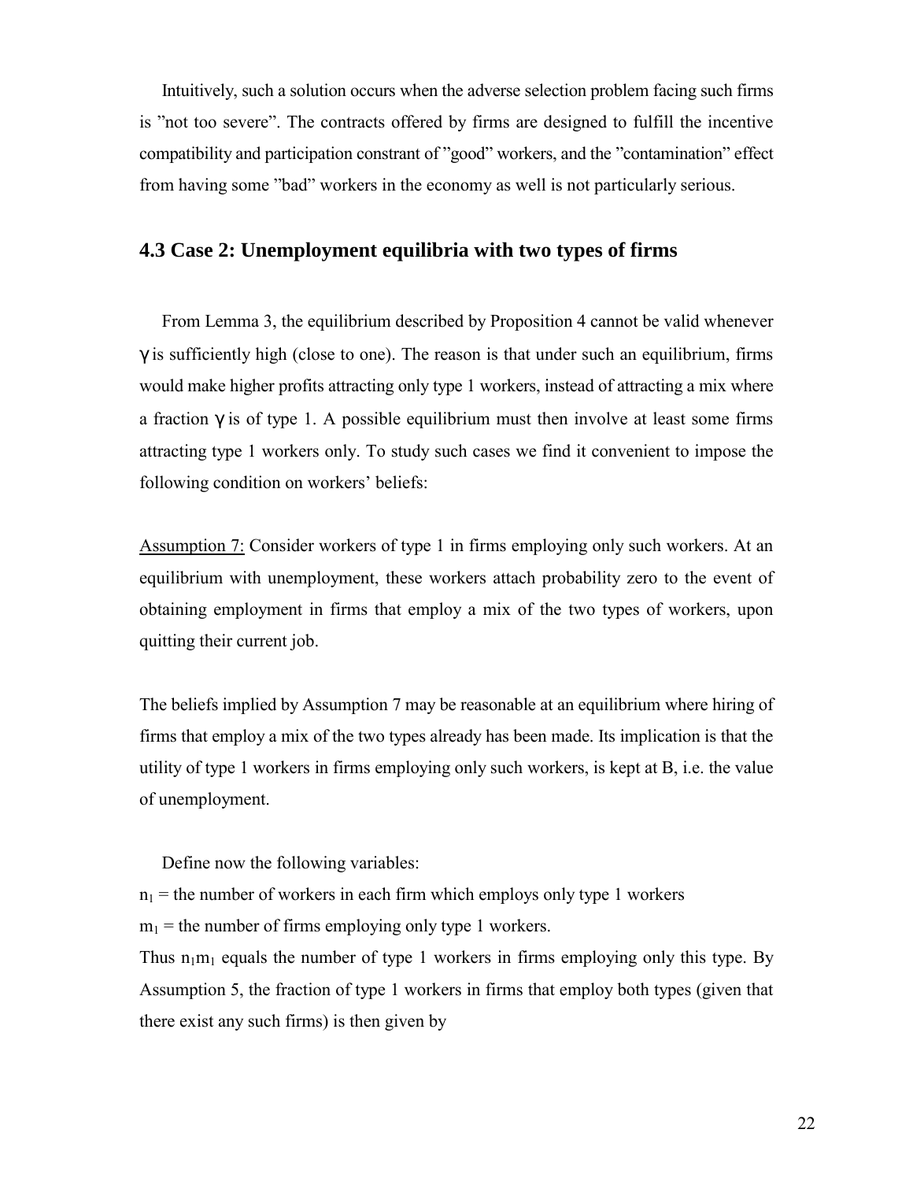Intuitively, such a solution occurs when the adverse selection problem facing such firms is "not too severe". The contracts offered by firms are designed to fulfill the incentive compatibility and participation constrant of "good" workers, and the "contamination" effect from having some "bad" workers in the economy as well is not particularly serious.

### 4.3 Case 2: Unemployment equilibria with two types of firms

From Lemma 3, the equilibrium described by Proposition 4 cannot be valid whenever $\gamma$ is sufficiently high (close to one). The reason is that under such an equilibrium, firms would make higher profits attracting only type 1 workers, instead of attracting a mix where a fraction $\gamma$ is of type 1. A possible equilibrium must then involve at least some firms attracting type 1 workers only. To study such cases we find it convenient to impose the following condition on workers' beliefs:

Assumption 7: Consider workers of type 1 in firms employing only such workers. At an equilibrium with unemployment, these workers attach probability zero to the event of obtaining employment in firms that employ a mix of the two types of workers, upon quitting their current job.

The beliefs implied by Assumption 7 may be reasonable at an equilibrium where hiring of firms that employ a mix of the two types already has been made. Its implication is that the utility of type 1 workers in firms employing only such workers, is kept at B, i.e. the value of unemployment.

Define now the following variables:

$n_1$ = the number of workers in each firm which employs only type 1 workers

$m_1$ = the number of firms employing only type 1 workers.

Thus $n_1m_1$ equals the number of type 1 workers in firms employing only this type. By Assumption 5, the fraction of type 1 workers in firms that employ both types (given that there exist any such firms) is then given by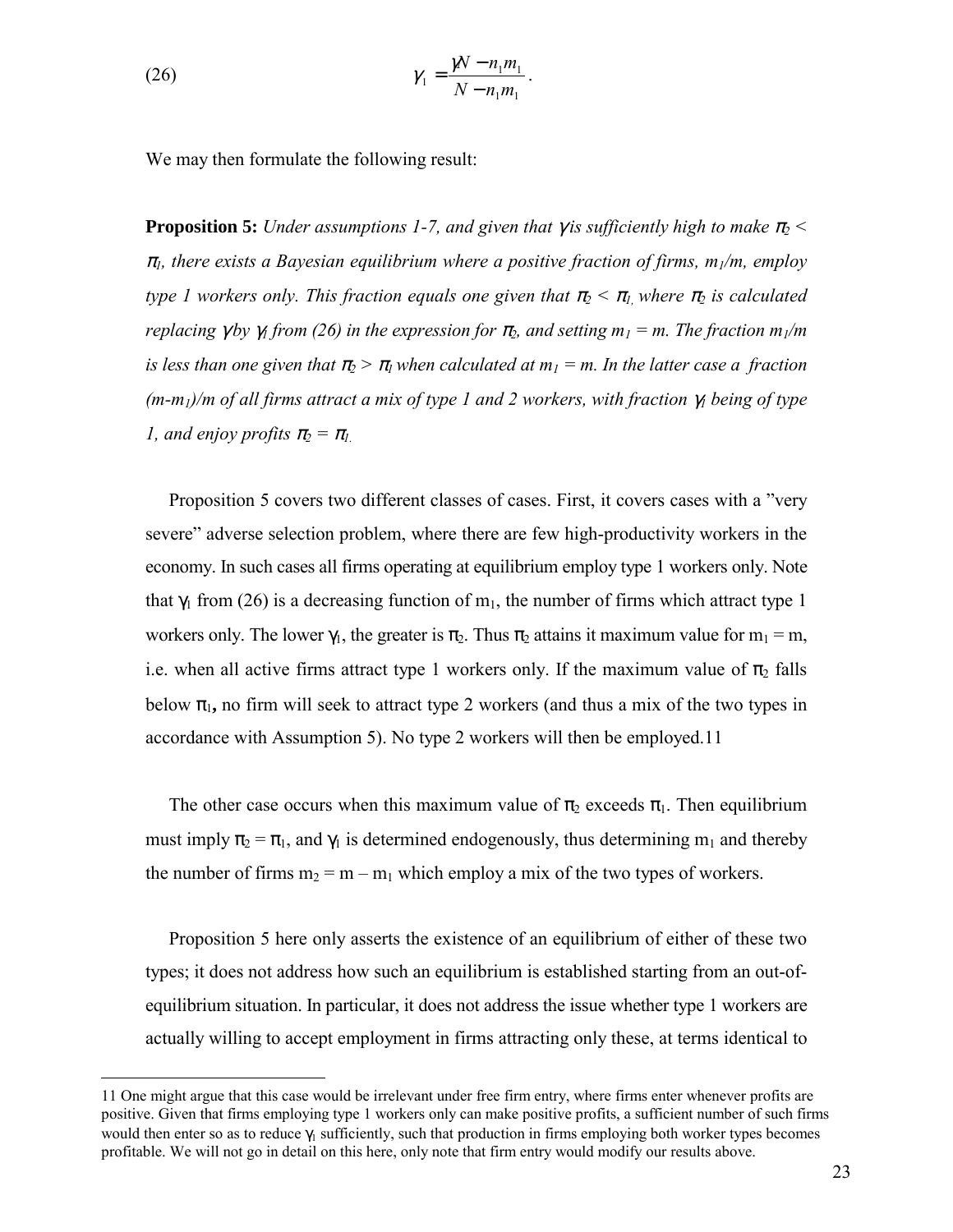$$\gamma_1 = \frac{\gamma N - n_1 m_1}{N - n_1 m_1}. \tag{26}$$

We may then formulate the following result:

**Proposition 5:** *Under assumptions 1-7, and given that $\gamma$ is sufficiently high to make $\pi_2 < \pi_1$, there exists a Bayesian equilibrium where a positive fraction of firms, $m_1/m$, employ type 1 workers only. This fraction equals one given that $\pi_2 < \pi_1$, where $\pi_2$ is calculated replacing $\gamma$ by $\gamma_1$ from (26) in the expression for $\pi_2$, and setting $m_1 = m$. The fraction $m_1/m$ is less than one given that $\pi_2 > \pi_1$ when calculated at $m_1 = m$. In the latter case a fraction $(m-m_1)/m$ of all firms attract a mix of type 1 and 2 workers, with fraction $\gamma_1$ being of type 1, and enjoy profits $\pi_2 = \pi_1$.*

Proposition 5 covers two different classes of cases. First, it covers cases with a "very severe" adverse selection problem, where there are few high-productivity workers in the economy. In such cases all firms operating at equilibrium employ type 1 workers only. Note that $\gamma_1$ from (26) is a decreasing function of $m_1$, the number of firms which attract type 1 workers only. The lower $\gamma_1$, the greater is $\pi_2$. Thus $\pi_2$ attains it maximum value for $m_1 = m$, i.e. when all active firms attract type 1 workers only. If the maximum value of $\pi_2$ falls below $\pi_1$, no firm will seek to attract type 2 workers (and thus a mix of the two types in accordance with Assumption 5). No type 2 workers will then be employed.[11]

The other case occurs when this maximum value of $\pi_2$ exceeds $\pi_1$. Then equilibrium must imply $\pi_2 = \pi_1$, and $\gamma_1$ is determined endogenously, thus determining $m_1$ and thereby the number of firms $m_2 = m - m_1$ which employ a mix of the two types of workers.

Proposition 5 here only asserts the existence of an equilibrium of either of these two types; it does not address how such an equilibrium is established starting from an out-of-equilibrium situation. In particular, it does not address the issue whether type 1 workers are actually willing to accept employment in firms attracting only these, at terms identical to

---

11 One might argue that this case would be irrelevant under free firm entry, where firms enter whenever profits are positive. Given that firms employing type 1 workers only can make positive profits, a sufficient number of such firms would then enter so as to reduce $\gamma_1$ sufficiently, such that production in firms employing both worker types becomes profitable. We will not go in detail on this here, only note that firm entry would modify our results above.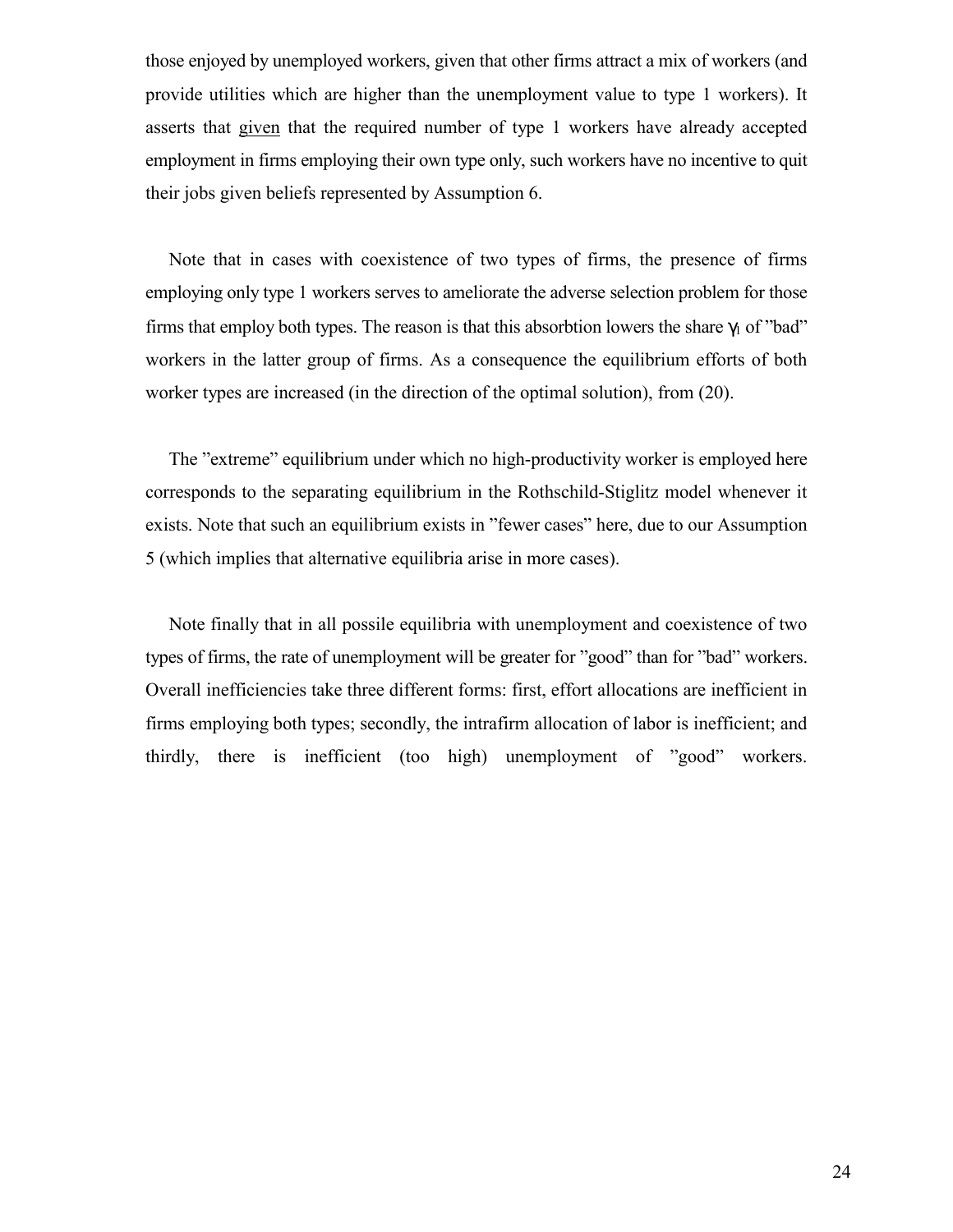those enjoyed by unemployed workers, given that other firms attract a mix of workers (and provide utilities which are higher than the unemployment value to type 1 workers). It asserts that given that the required number of type 1 workers have already accepted employment in firms employing their own type only, such workers have no incentive to quit their jobs given beliefs represented by Assumption 6.

Note that in cases with coexistence of two types of firms, the presence of firms employing only type 1 workers serves to ameliorate the adverse selection problem for those firms that employ both types. The reason is that this absorbtion lowers the share $\gamma_l$ of "bad" workers in the latter group of firms. As a consequence the equilibrium efforts of both worker types are increased (in the direction of the optimal solution), from (20).

The "extreme" equilibrium under which no high-productivity worker is employed here corresponds to the separating equilibrium in the Rothschild-Stiglitz model whenever it exists. Note that such an equilibrium exists in "fewer cases" here, due to our Assumption 5 (which implies that alternative equilibria arise in more cases).

Note finally that in all possile equilibria with unemployment and coexistence of two types of firms, the rate of unemployment will be greater for "good" than for "bad" workers. Overall inefficiencies take three different forms: first, effort allocations are inefficient in firms employing both types; secondly, the intrafirm allocation of labor is inefficient; and thirdly, there is inefficient (too high) unemployment of "good" workers.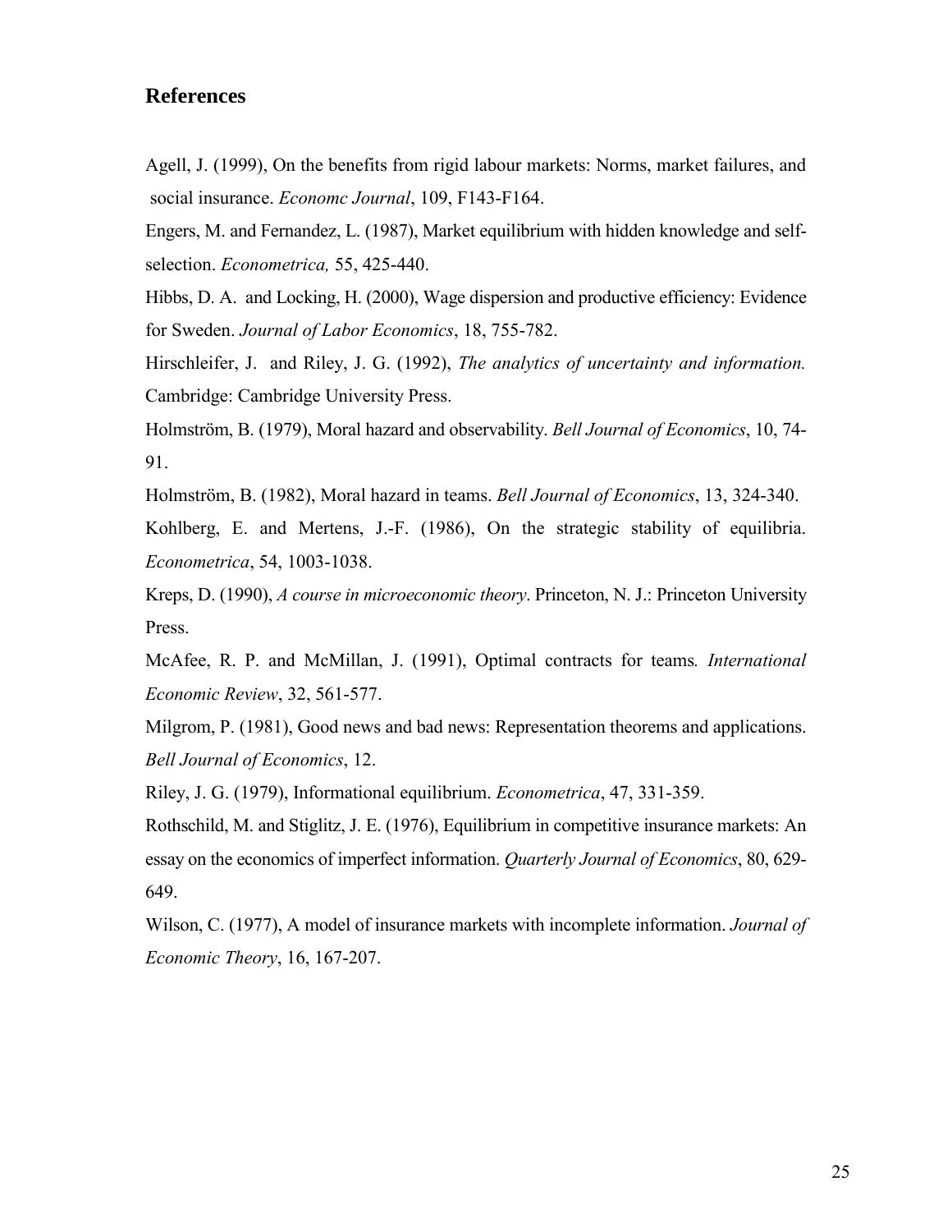## References

Agell, J. (1999), On the benefits from rigid labour markets: Norms, market failures, and social insurance. *Economc Journal*, 109, F143-F164.

Engers, M. and Fernandez, L. (1987), Market equilibrium with hidden knowledge and self-selection. *Econometrica,* 55, 425-440.

Hibbs, D. A. and Locking, H. (2000), Wage dispersion and productive efficiency: Evidence for Sweden. *Journal of Labor Economics*, 18, 755-782.

Hirschleifer, J. and Riley, J. G. (1992), *The analytics of uncertainty and information.* Cambridge: Cambridge University Press.

Holmström, B. (1979), Moral hazard and observability. *Bell Journal of Economics*, 10, 74-91.

Holmström, B. (1982), Moral hazard in teams. *Bell Journal of Economics*, 13, 324-340.

Kohlberg, E. and Mertens, J.-F. (1986), On the strategic stability of equilibria. *Econometrica*, 54, 1003-1038.

Kreps, D. (1990), *A course in microeconomic theory*. Princeton, N. J.: Princeton University Press.

McAfee, R. P. and McMillan, J. (1991), Optimal contracts for teams*. International Economic Review*, 32, 561-577.

Milgrom, P. (1981), Good news and bad news: Representation theorems and applications. *Bell Journal of Economics*, 12.

Riley, J. G. (1979), Informational equilibrium. *Econometrica*, 47, 331-359.

Rothschild, M. and Stiglitz, J. E. (1976), Equilibrium in competitive insurance markets: An essay on the economics of imperfect information. *Quarterly Journal of Economics*, 80, 629-649.

Wilson, C. (1977), A model of insurance markets with incomplete information. *Journal of Economic Theory*, 16, 167-207.